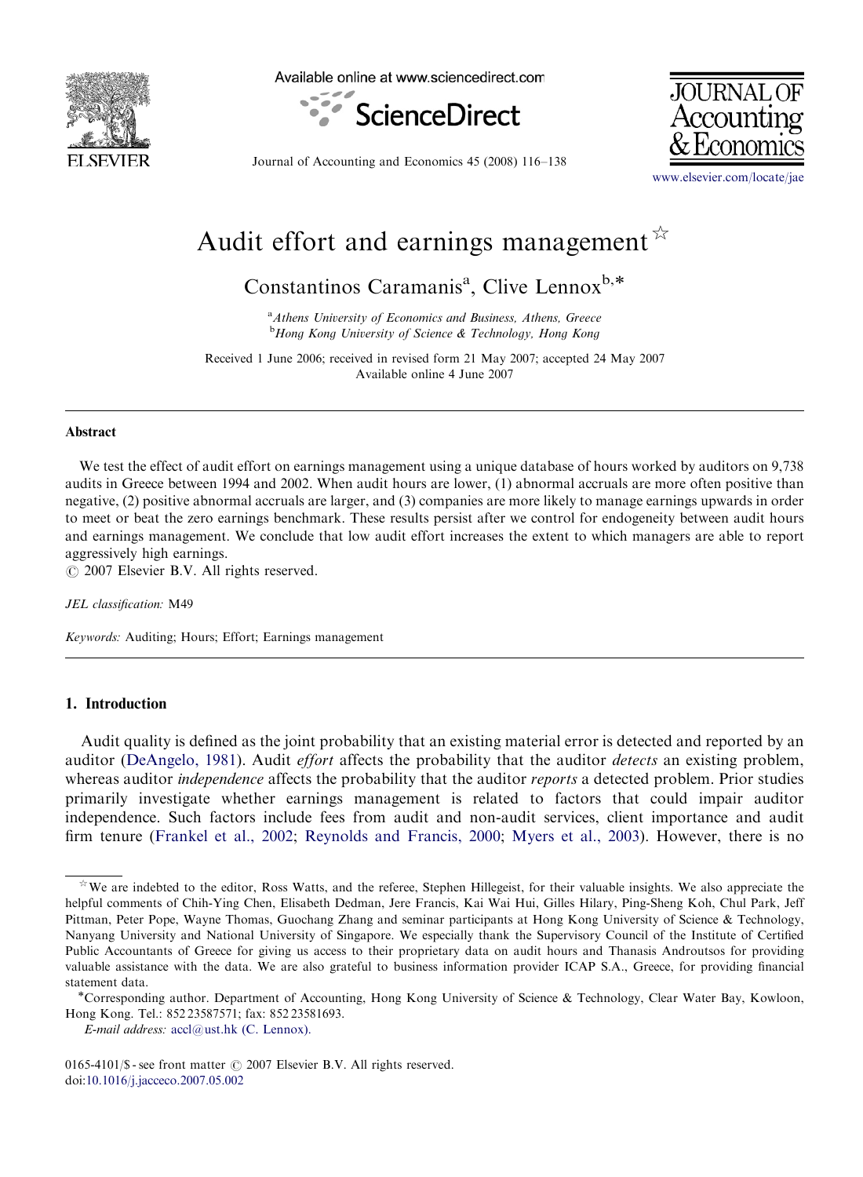# Audit effort and earnings management[☆]

Constantinos Caramanis[a], Clive Lennox[b,*]

[a] *Athens University of Economics and Business, Athens, Greece*
[b] *Hong Kong University of Science & Technology, Hong Kong*

Received 1 June 2006; received in revised form 21 May 2007; accepted 24 May 2007
Available online 4 June 2007

## Abstract

We test the effect of audit effort on earnings management using a unique database of hours worked by auditors on 9,738 audits in Greece between 1994 and 2002. When audit hours are lower, (1) abnormal accruals are more often positive than negative, (2) positive abnormal accruals are larger, and (3) companies are more likely to manage earnings upwards in order to meet or beat the zero earnings benchmark. These results persist after we control for endogeneity between audit hours and earnings management. We conclude that low audit effort increases the extent to which managers are able to report aggressively high earnings.

© 2007 Elsevier B.V. All rights reserved.

*JEL classification:* M49

*Keywords:* Auditing; Hours; Effort; Earnings management

## 1. Introduction

Audit quality is defined as the joint probability that an existing material error is detected and reported by an auditor (DeAngelo, 1981). Audit *effort* affects the probability that the auditor *detects* an existing problem, whereas auditor *independence* affects the probability that the auditor *reports* a detected problem. Prior studies primarily investigate whether earnings management is related to factors that could impair auditor independence. Such factors include fees from audit and non-audit services, client importance and audit firm tenure (Frankel et al., 2002; Reynolds and Francis, 2000; Myers et al., 2003). However, there is no

---

[☆] We are indebted to the editor, Ross Watts, and the referee, Stephen Hillegeist, for their valuable insights. We also appreciate the helpful comments of Chih-Ying Chen, Elisabeth Dedman, Jere Francis, Kai Wai Hui, Gilles Hilary, Ping-Sheng Koh, Chul Park, Jeff Pittman, Peter Pope, Wayne Thomas, Guochang Zhang and seminar participants at Hong Kong University of Science & Technology, Nanyang University and National University of Singapore. We especially thank the Supervisory Council of the Institute of Certified Public Accountants of Greece for giving us access to their proprietary data on audit hours and Thanasis Androutsos for providing valuable assistance with the data. We are also grateful to business information provider ICAP S.A., Greece, for providing financial statement data.

[*] Corresponding author. Department of Accounting, Hong Kong University of Science & Technology, Clear Water Bay, Kowloon, Hong Kong. Tel.: 852 23587571; fax: 852 23581693.

*E-mail address:* accl@ust.hk (C. Lennox).

0165-4101/$ - see front matter © 2007 Elsevier B.V. All rights reserved.
doi:10.1016/j.jacceco.2007.05.002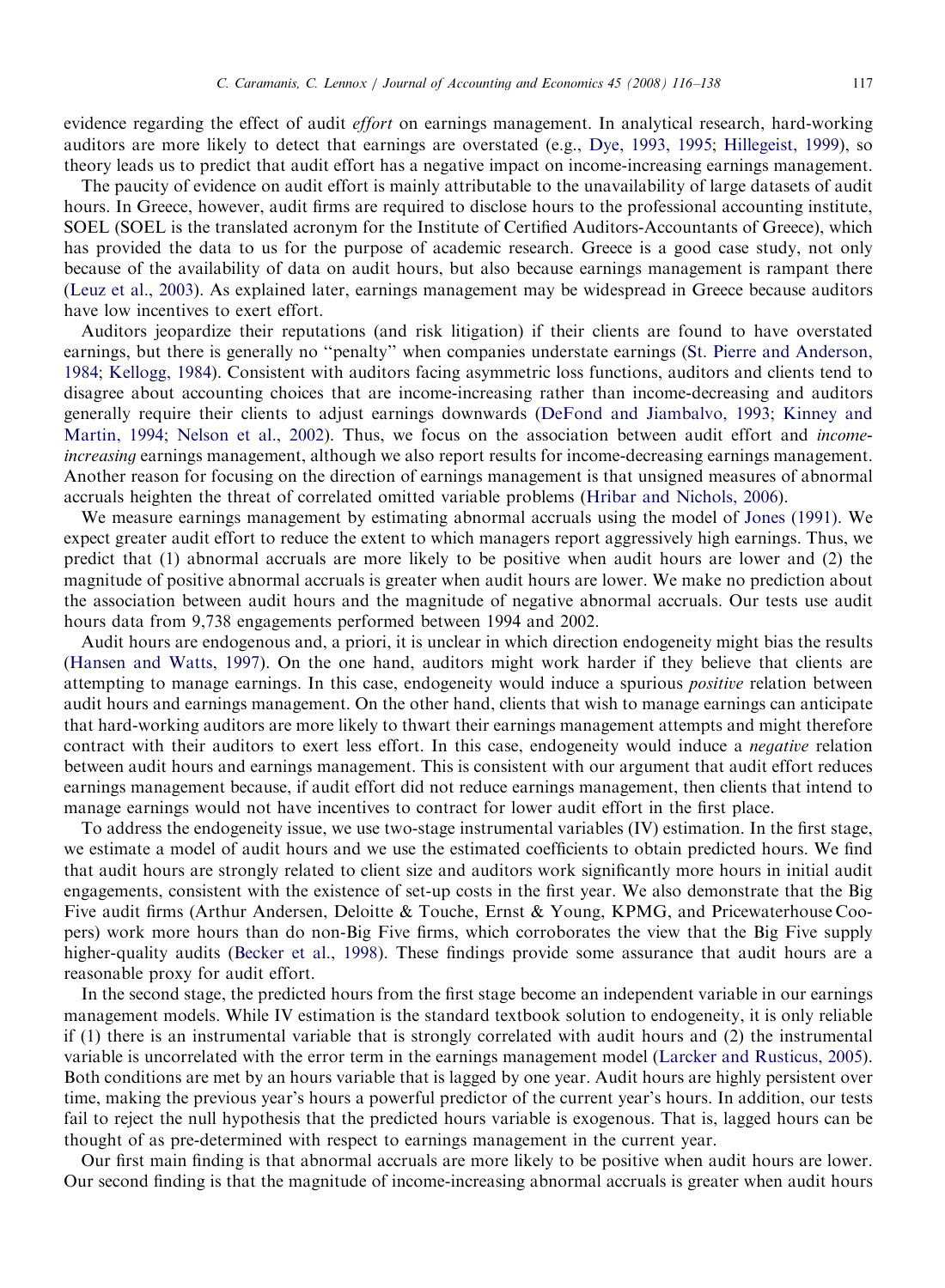evidence regarding the effect of audit *effort* on earnings management. In analytical research, hard-working auditors are more likely to detect that earnings are overstated (e.g., Dye, 1993, 1995; Hillegeist, 1999), so theory leads us to predict that audit effort has a negative impact on income-increasing earnings management.

The paucity of evidence on audit effort is mainly attributable to the unavailability of large datasets of audit hours. In Greece, however, audit firms are required to disclose hours to the professional accounting institute, SOEL (SOEL is the translated acronym for the Institute of Certified Auditors-Accountants of Greece), which has provided the data to us for the purpose of academic research. Greece is a good case study, not only because of the availability of data on audit hours, but also because earnings management is rampant there (Leuz et al., 2003). As explained later, earnings management may be widespread in Greece because auditors have low incentives to exert effort.

Auditors jeopardize their reputations (and risk litigation) if their clients are found to have overstated earnings, but there is generally no ''penalty'' when companies understate earnings (St. Pierre and Anderson, 1984; Kellogg, 1984). Consistent with auditors facing asymmetric loss functions, auditors and clients tend to disagree about accounting choices that are income-increasing rather than income-decreasing and auditors generally require their clients to adjust earnings downwards (DeFond and Jiambalvo, 1993; Kinney and Martin, 1994; Nelson et al., 2002). Thus, we focus on the association between audit effort and *income-increasing* earnings management, although we also report results for income-decreasing earnings management. Another reason for focusing on the direction of earnings management is that unsigned measures of abnormal accruals heighten the threat of correlated omitted variable problems (Hribar and Nichols, 2006).

We measure earnings management by estimating abnormal accruals using the model of Jones (1991). We expect greater audit effort to reduce the extent to which managers report aggressively high earnings. Thus, we predict that (1) abnormal accruals are more likely to be positive when audit hours are lower and (2) the magnitude of positive abnormal accruals is greater when audit hours are lower. We make no prediction about the association between audit hours and the magnitude of negative abnormal accruals. Our tests use audit hours data from 9,738 engagements performed between 1994 and 2002.

Audit hours are endogenous and, a priori, it is unclear in which direction endogeneity might bias the results (Hansen and Watts, 1997). On the one hand, auditors might work harder if they believe that clients are attempting to manage earnings. In this case, endogeneity would induce a spurious *positive* relation between audit hours and earnings management. On the other hand, clients that wish to manage earnings can anticipate that hard-working auditors are more likely to thwart their earnings management attempts and might therefore contract with their auditors to exert less effort. In this case, endogeneity would induce a *negative* relation between audit hours and earnings management. This is consistent with our argument that audit effort reduces earnings management because, if audit effort did not reduce earnings management, then clients that intend to manage earnings would not have incentives to contract for lower audit effort in the first place.

To address the endogeneity issue, we use two-stage instrumental variables (IV) estimation. In the first stage, we estimate a model of audit hours and we use the estimated coefficients to obtain predicted hours. We find that audit hours are strongly related to client size and auditors work significantly more hours in initial audit engagements, consistent with the existence of set-up costs in the first year. We also demonstrate that the Big Five audit firms (Arthur Andersen, Deloitte & Touche, Ernst & Young, KPMG, and PricewaterhouseCoopers) work more hours than do non-Big Five firms, which corroborates the view that the Big Five supply higher-quality audits (Becker et al., 1998). These findings provide some assurance that audit hours are a reasonable proxy for audit effort.

In the second stage, the predicted hours from the first stage become an independent variable in our earnings management models. While IV estimation is the standard textbook solution to endogeneity, it is only reliable if (1) there is an instrumental variable that is strongly correlated with audit hours and (2) the instrumental variable is uncorrelated with the error term in the earnings management model (Larcker and Rusticus, 2005). Both conditions are met by an hours variable that is lagged by one year. Audit hours are highly persistent over time, making the previous year's hours a powerful predictor of the current year's hours. In addition, our tests fail to reject the null hypothesis that the predicted hours variable is exogenous. That is, lagged hours can be thought of as pre-determined with respect to earnings management in the current year.

Our first main finding is that abnormal accruals are more likely to be positive when audit hours are lower. Our second finding is that the magnitude of income-increasing abnormal accruals is greater when audit hours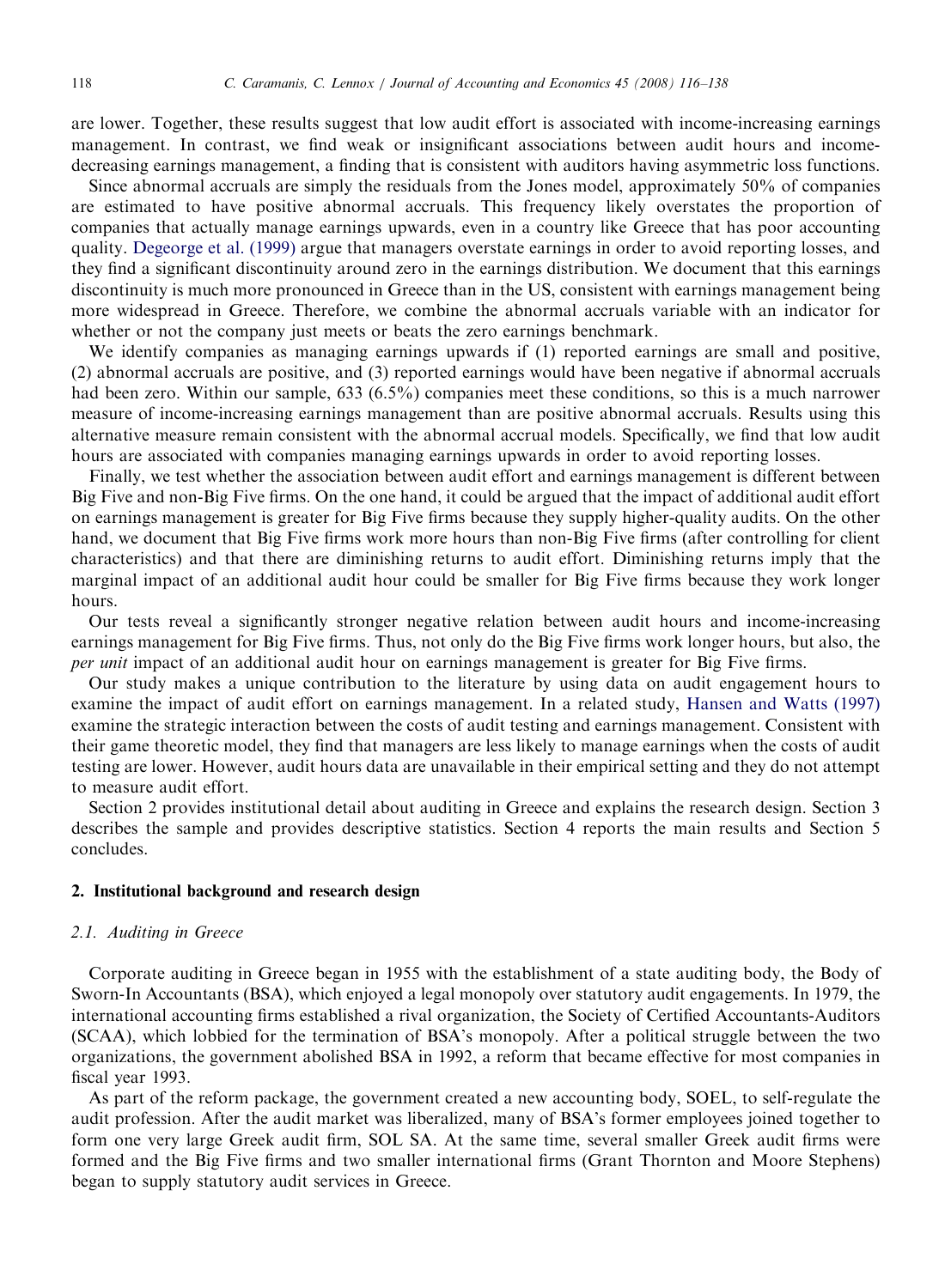are lower. Together, these results suggest that low audit effort is associated with income-increasing earnings management. In contrast, we find weak or insignificant associations between audit hours and income-decreasing earnings management, a finding that is consistent with auditors having asymmetric loss functions.

Since abnormal accruals are simply the residuals from the Jones model, approximately 50% of companies are estimated to have positive abnormal accruals. This frequency likely overstates the proportion of companies that actually manage earnings upwards, even in a country like Greece that has poor accounting quality. Degeorge et al. (1999) argue that managers overstate earnings in order to avoid reporting losses, and they find a significant discontinuity around zero in the earnings distribution. We document that this earnings discontinuity is much more pronounced in Greece than in the US, consistent with earnings management being more widespread in Greece. Therefore, we combine the abnormal accruals variable with an indicator for whether or not the company just meets or beats the zero earnings benchmark.

We identify companies as managing earnings upwards if (1) reported earnings are small and positive, (2) abnormal accruals are positive, and (3) reported earnings would have been negative if abnormal accruals had been zero. Within our sample, 633 (6.5%) companies meet these conditions, so this is a much narrower measure of income-increasing earnings management than are positive abnormal accruals. Results using this alternative measure remain consistent with the abnormal accrual models. Specifically, we find that low audit hours are associated with companies managing earnings upwards in order to avoid reporting losses.

Finally, we test whether the association between audit effort and earnings management is different between Big Five and non-Big Five firms. On the one hand, it could be argued that the impact of additional audit effort on earnings management is greater for Big Five firms because they supply higher-quality audits. On the other hand, we document that Big Five firms work more hours than non-Big Five firms (after controlling for client characteristics) and that there are diminishing returns to audit effort. Diminishing returns imply that the marginal impact of an additional audit hour could be smaller for Big Five firms because they work longer hours.

Our tests reveal a significantly stronger negative relation between audit hours and income-increasing earnings management for Big Five firms. Thus, not only do the Big Five firms work longer hours, but also, the *per unit* impact of an additional audit hour on earnings management is greater for Big Five firms.

Our study makes a unique contribution to the literature by using data on audit engagement hours to examine the impact of audit effort on earnings management. In a related study, Hansen and Watts (1997) examine the strategic interaction between the costs of audit testing and earnings management. Consistent with their game theoretic model, they find that managers are less likely to manage earnings when the costs of audit testing are lower. However, audit hours data are unavailable in their empirical setting and they do not attempt to measure audit effort.

Section 2 provides institutional detail about auditing in Greece and explains the research design. Section 3 describes the sample and provides descriptive statistics. Section 4 reports the main results and Section 5 concludes.

## 2. Institutional background and research design

### 2.1. Auditing in Greece

Corporate auditing in Greece began in 1955 with the establishment of a state auditing body, the Body of Sworn-In Accountants (BSA), which enjoyed a legal monopoly over statutory audit engagements. In 1979, the international accounting firms established a rival organization, the Society of Certified Accountants-Auditors (SCAA), which lobbied for the termination of BSA's monopoly. After a political struggle between the two organizations, the government abolished BSA in 1992, a reform that became effective for most companies in fiscal year 1993.

As part of the reform package, the government created a new accounting body, SOEL, to self-regulate the audit profession. After the audit market was liberalized, many of BSA's former employees joined together to form one very large Greek audit firm, SOL SA. At the same time, several smaller Greek audit firms were formed and the Big Five firms and two smaller international firms (Grant Thornton and Moore Stephens) began to supply statutory audit services in Greece.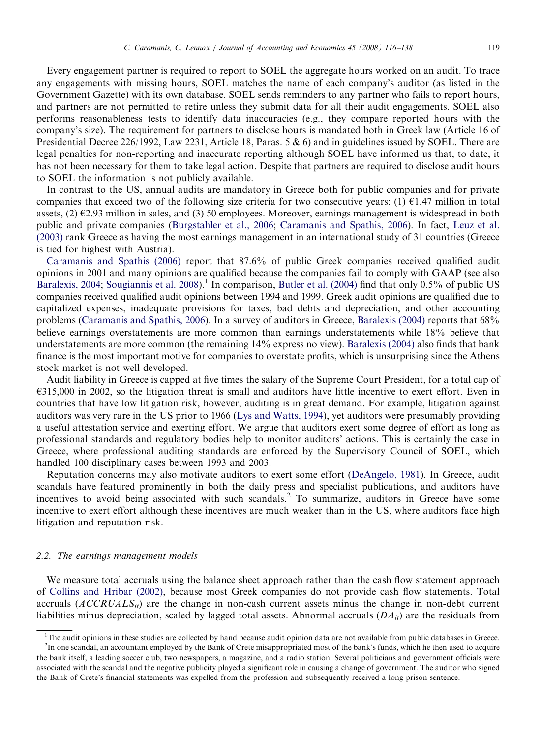Every engagement partner is required to report to SOEL the aggregate hours worked on an audit. To trace any engagements with missing hours, SOEL matches the name of each company's auditor (as listed in the Government Gazette) with its own database. SOEL sends reminders to any partner who fails to report hours, and partners are not permitted to retire unless they submit data for all their audit engagements. SOEL also performs reasonableness tests to identify data inaccuracies (e.g., they compare reported hours with the company's size). The requirement for partners to disclose hours is mandated both in Greek law (Article 16 of Presidential Decree 226/1992, Law 2231, Article 18, Paras. 5 & 6) and in guidelines issued by SOEL. There are legal penalties for non-reporting and inaccurate reporting although SOEL have informed us that, to date, it has not been necessary for them to take legal action. Despite that partners are required to disclose audit hours to SOEL the information is not publicly available.

In contrast to the US, annual audits are mandatory in Greece both for public companies and for private companies that exceed two of the following size criteria for two consecutive years: (1) €1.47 million in total assets, (2) €2.93 million in sales, and (3) 50 employees. Moreover, earnings management is widespread in both public and private companies (Burgstahler et al., 2006; Caramanis and Spathis, 2006). In fact, Leuz et al. (2003) rank Greece as having the most earnings management in an international study of 31 countries (Greece is tied for highest with Austria).

Caramanis and Spathis (2006) report that 87.6% of public Greek companies received qualified audit opinions in 2001 and many opinions are qualified because the companies fail to comply with GAAP (see also Baralexis, 2004; Sougiannis et al. 2008).[1] In comparison, Butler et al. (2004) find that only 0.5% of public US companies received qualified audit opinions between 1994 and 1999. Greek audit opinions are qualified due to capitalized expenses, inadequate provisions for taxes, bad debts and depreciation, and other accounting problems (Caramanis and Spathis, 2006). In a survey of auditors in Greece, Baralexis (2004) reports that 68% believe earnings overstatements are more common than earnings understatements while 18% believe that understatements are more common (the remaining 14% express no view). Baralexis (2004) also finds that bank finance is the most important motive for companies to overstate profits, which is unsurprising since the Athens stock market is not well developed.

Audit liability in Greece is capped at five times the salary of the Supreme Court President, for a total cap of €315,000 in 2002, so the litigation threat is small and auditors have little incentive to exert effort. Even in countries that have low litigation risk, however, auditing is in great demand. For example, litigation against auditors was very rare in the US prior to 1966 (Lys and Watts, 1994), yet auditors were presumably providing a useful attestation service and exerting effort. We argue that auditors exert some degree of effort as long as professional standards and regulatory bodies help to monitor auditors' actions. This is certainly the case in Greece, where professional auditing standards are enforced by the Supervisory Council of SOEL, which handled 100 disciplinary cases between 1993 and 2003.

Reputation concerns may also motivate auditors to exert some effort (DeAngelo, 1981). In Greece, audit scandals have featured prominently in both the daily press and specialist publications, and auditors have incentives to avoid being associated with such scandals.[2] To summarize, auditors in Greece have some incentive to exert effort although these incentives are much weaker than in the US, where auditors face high litigation and reputation risk.

### 2.2. The earnings management models

We measure total accruals using the balance sheet approach rather than the cash flow statement approach of Collins and Hribar (2002), because most Greek companies do not provide cash flow statements. Total accruals ($ACCRUALS_{it}$) are the change in non-cash current assets minus the change in non-debt current liabilities minus depreciation, scaled by lagged total assets. Abnormal accruals ($DA_{it}$) are the residuals from

---

[1] The audit opinions in these studies are collected by hand because audit opinion data are not available from public databases in Greece.

[2] In one scandal, an accountant employed by the Bank of Crete misappropriated most of the bank's funds, which he then used to acquire the bank itself, a leading soccer club, two newspapers, a magazine, and a radio station. Several politicians and government officials were associated with the scandal and the negative publicity played a significant role in causing a change of government. The auditor who signed the Bank of Crete's financial statements was expelled from the profession and subsequently received a long prison sentence.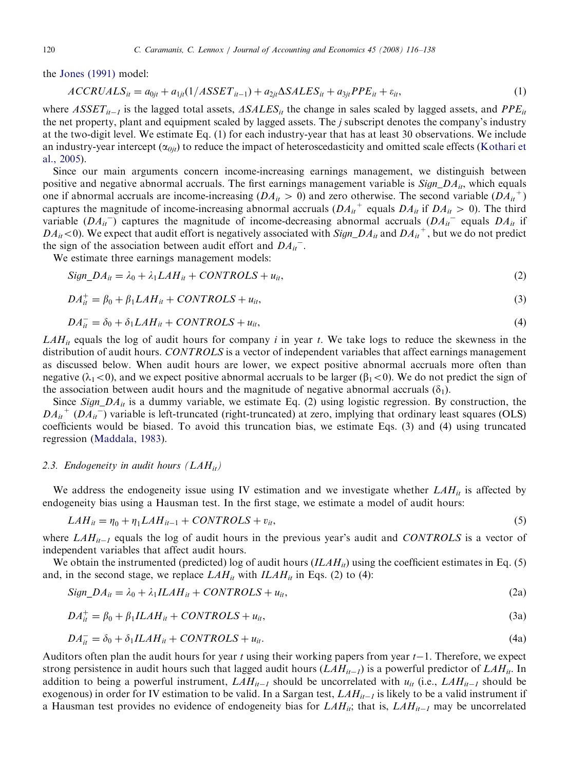the Jones (1991) model:

$$ACCRUALS_{it} = a_{0jt} + a_{1jt}(1/ASSET_{it-1}) + a_{2jt}\Delta SALES_{it} + a_{3jt}PPE_{it} + \varepsilon_{it}, \tag{1}$$

where $ASSET_{it-1}$ is the lagged total assets, $\Delta SALES_{it}$ the change in sales scaled by lagged assets, and $PPE_{it}$ the net property, plant and equipment scaled by lagged assets. The $j$ subscript denotes the company's industry at the two-digit level. We estimate Eq. (1) for each industry-year that has at least 30 observations. We include an industry-year intercept ($\alpha_{0jt}$) to reduce the impact of heteroscedasticity and omitted scale effects (Kothari et al., 2005).

Since our main arguments concern income-increasing earnings management, we distinguish between positive and negative abnormal accruals. The first earnings management variable is $Sign\_DA_{it}$, which equals one if abnormal accruals are income-increasing ($DA_{it} > 0$) and zero otherwise. The second variable ($DA_{it}^{+}$) captures the magnitude of income-increasing abnormal accruals ($DA_{it}^{+}$ equals $DA_{it}$ if $DA_{it} > 0$). The third variable ($DA_{it}^{-}$) captures the magnitude of income-decreasing abnormal accruals ($DA_{it}^{-}$ equals $DA_{it}$ if $DA_{it} < 0$). We expect that audit effort is negatively associated with $Sign\_DA_{it}$ and $DA_{it}^{+}$, but we do not predict the sign of the association between audit effort and $DA_{it}^{-}$.

We estimate three earnings management models:

$$Sign\_DA_{it} = \lambda_0 + \lambda_1 LAH_{it} + CONTROLS + u_{it}, \tag{2}$$

$$DA_{it}^{+} = \beta_0 + \beta_1 LAH_{it} + CONTROLS + u_{it}, \tag{3}$$

$$DA_{it}^{-} = \delta_0 + \delta_1 LAH_{it} + CONTROLS + u_{it}, \tag{4}$$

$LAH_{it}$ equals the log of audit hours for company $i$ in year $t$. We take logs to reduce the skewness in the distribution of audit hours. $CONTROLS$ is a vector of independent variables that affect earnings management as discussed below. When audit hours are lower, we expect positive abnormal accruals more often than negative ($\lambda_1 < 0$), and we expect positive abnormal accruals to be larger ($\beta_1 < 0$). We do not predict the sign of the association between audit hours and the magnitude of negative abnormal accruals ($\delta_1$).

Since $Sign\_DA_{it}$ is a dummy variable, we estimate Eq. (2) using logistic regression. By construction, the $DA_{it}^{+}$ ($DA_{it}^{-}$) variable is left-truncated (right-truncated) at zero, implying that ordinary least squares (OLS) coefficients would be biased. To avoid this truncation bias, we estimate Eqs. (3) and (4) using truncated regression (Maddala, 1983).

### 2.3. Endogeneity in audit hours ($LAH_{it}$)

We address the endogeneity issue using IV estimation and we investigate whether $LAH_{it}$ is affected by endogeneity bias using a Hausman test. In the first stage, we estimate a model of audit hours:

$$LAH_{it} = \eta_0 + \eta_1 LAH_{it-1} + CONTROLS + v_{it}, \tag{5}$$

where $LAH_{it-1}$ equals the log of audit hours in the previous year's audit and $CONTROLS$ is a vector of independent variables that affect audit hours.

We obtain the instrumented (predicted) log of audit hours ($ILAH_{it}$) using the coefficient estimates in Eq. (5) and, in the second stage, we replace $LAH_{it}$ with $ILAH_{it}$ in Eqs. (2) to (4):

$$Sign\_DA_{it} = \lambda_0 + \lambda_1 ILAH_{it} + CONTROLS + u_{it}, \tag{2a}$$

$$DA_{it}^{+} = \beta_0 + \beta_1 ILAH_{it} + CONTROLS + u_{it}, \tag{3a}$$

$$DA_{it}^{-} = \delta_0 + \delta_1 ILAH_{it} + CONTROLS + u_{it}. \tag{4a}$$

Auditors often plan the audit hours for year $t$ using their working papers from year $t-1$. Therefore, we expect strong persistence in audit hours such that lagged audit hours ($LAH_{it-1}$) is a powerful predictor of $LAH_{it}$. In addition to being a powerful instrument, $LAH_{it-1}$ should be uncorrelated with $u_{it}$ (i.e., $LAH_{it-1}$ should be exogenous) in order for IV estimation to be valid. In a Sargan test, $LAH_{it-1}$ is likely to be a valid instrument if a Hausman test provides no evidence of endogeneity bias for $LAH_{it}$; that is, $LAH_{it-1}$ may be uncorrelated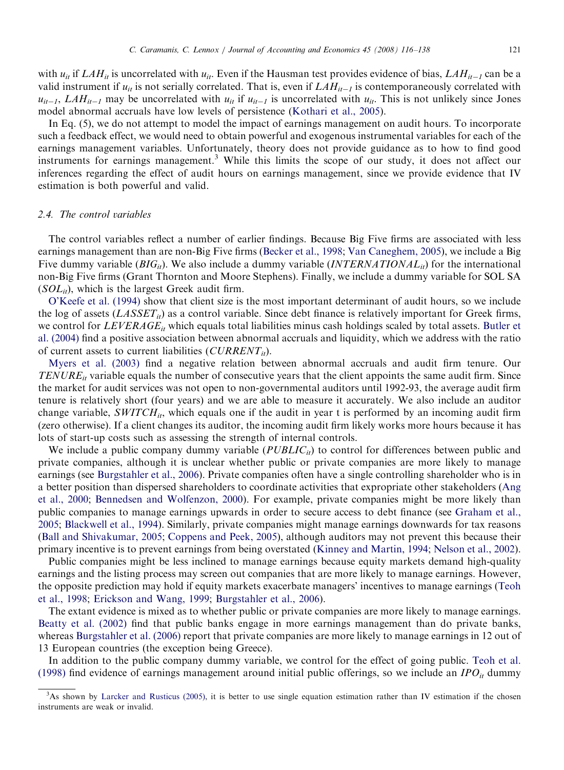with $u_{it}$ if $LAH_{it}$ is uncorrelated with $u_{it}$. Even if the Hausman test provides evidence of bias, $LAH_{it-1}$ can be a valid instrument if $u_{it}$ is not serially correlated. That is, even if $LAH_{it-1}$ is contemporaneously correlated with $u_{it-1}$, $LAH_{it-1}$ may be uncorrelated with $u_{it}$ if $u_{it-1}$ is uncorrelated with $u_{it}$. This is not unlikely since Jones model abnormal accruals have low levels of persistence (Kothari et al., 2005).

In Eq. (5), we do not attempt to model the impact of earnings management on audit hours. To incorporate such a feedback effect, we would need to obtain powerful and exogenous instrumental variables for each of the earnings management variables. Unfortunately, theory does not provide guidance as to how to find good instruments for earnings management.[3] While this limits the scope of our study, it does not affect our inferences regarding the effect of audit hours on earnings management, since we provide evidence that IV estimation is both powerful and valid.

### 2.4. The control variables

The control variables reflect a number of earlier findings. Because Big Five firms are associated with less earnings management than are non-Big Five firms (Becker et al., 1998; Van Caneghem, 2005), we include a Big Five dummy variable ($BIG_{it}$). We also include a dummy variable ($INTERNATIONAL_{it}$) for the international non-Big Five firms (Grant Thornton and Moore Stephens). Finally, we include a dummy variable for SOL SA ($SOL_{it}$), which is the largest Greek audit firm.

O'Keefe et al. (1994) show that client size is the most important determinant of audit hours, so we include the log of assets ($LASSET_{it}$) as a control variable. Since debt finance is relatively important for Greek firms, we control for $LEVERAGE_{it}$ which equals total liabilities minus cash holdings scaled by total assets. Butler et al. (2004) find a positive association between abnormal accruals and liquidity, which we address with the ratio of current assets to current liabilities ($CURRENT_{it}$).

Myers et al. (2003) find a negative relation between abnormal accruals and audit firm tenure. Our $TENURE_{it}$ variable equals the number of consecutive years that the client appoints the same audit firm. Since the market for audit services was not open to non-governmental auditors until 1992-93, the average audit firm tenure is relatively short (four years) and we are able to measure it accurately. We also include an auditor change variable, $SWITCH_{it}$, which equals one if the audit in year t is performed by an incoming audit firm (zero otherwise). If a client changes its auditor, the incoming audit firm likely works more hours because it has lots of start-up costs such as assessing the strength of internal controls.

We include a public company dummy variable ($PUBLIC_{it}$) to control for differences between public and private companies, although it is unclear whether public or private companies are more likely to manage earnings (see Burgstahler et al., 2006). Private companies often have a single controlling shareholder who is in a better position than dispersed shareholders to coordinate activities that expropriate other stakeholders (Ang et al., 2000; Bennedsen and Wolfenzon, 2000). For example, private companies might be more likely than public companies to manage earnings upwards in order to secure access to debt finance (see Graham et al., 2005; Blackwell et al., 1994). Similarly, private companies might manage earnings downwards for tax reasons (Ball and Shivakumar, 2005; Coppens and Peek, 2005), although auditors may not prevent this because their primary incentive is to prevent earnings from being overstated (Kinney and Martin, 1994; Nelson et al., 2002).

Public companies might be less inclined to manage earnings because equity markets demand high-quality earnings and the listing process may screen out companies that are more likely to manage earnings. However, the opposite prediction may hold if equity markets exacerbate managers' incentives to manage earnings (Teoh et al., 1998; Erickson and Wang, 1999; Burgstahler et al., 2006).

The extant evidence is mixed as to whether public or private companies are more likely to manage earnings. Beatty et al. (2002) find that public banks engage in more earnings management than do private banks, whereas Burgstahler et al. (2006) report that private companies are more likely to manage earnings in 12 out of 13 European countries (the exception being Greece).

In addition to the public company dummy variable, we control for the effect of going public. Teoh et al. (1998) find evidence of earnings management around initial public offerings, so we include an $IPO_{it}$ dummy

[3] As shown by Larcker and Rusticus (2005), it is better to use single equation estimation rather than IV estimation if the chosen instruments are weak or invalid.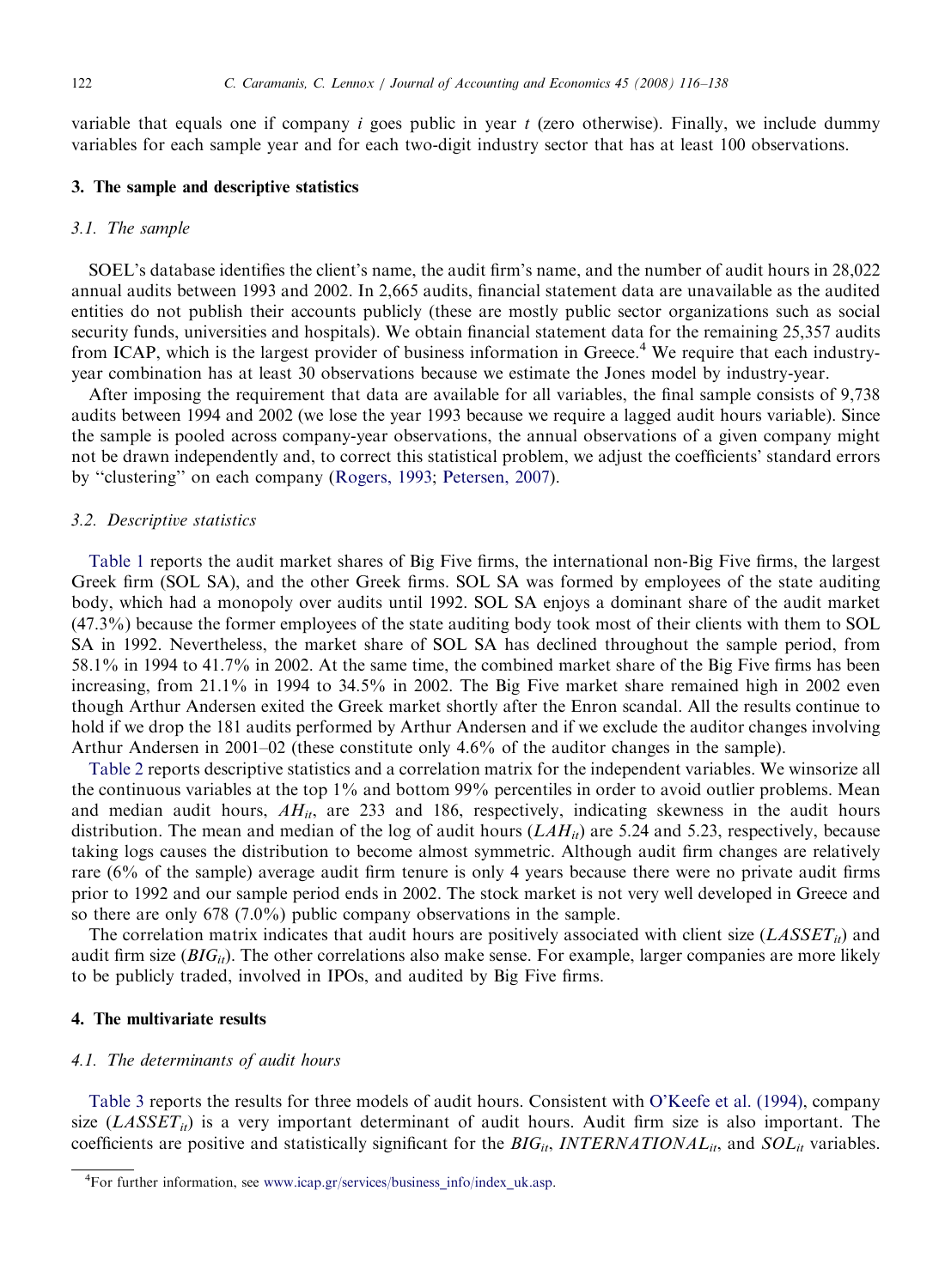variable that equals one if company $i$ goes public in year $t$ (zero otherwise). Finally, we include dummy variables for each sample year and for each two-digit industry sector that has at least 100 observations.

## 3. The sample and descriptive statistics

### 3.1. The sample

SOEL's database identifies the client's name, the audit firm's name, and the number of audit hours in 28,022 annual audits between 1993 and 2002. In 2,665 audits, financial statement data are unavailable as the audited entities do not publish their accounts publicly (these are mostly public sector organizations such as social security funds, universities and hospitals). We obtain financial statement data for the remaining 25,357 audits from ICAP, which is the largest provider of business information in Greece.[4] We require that each industry-year combination has at least 30 observations because we estimate the Jones model by industry-year.

After imposing the requirement that data are available for all variables, the final sample consists of 9,738 audits between 1994 and 2002 (we lose the year 1993 because we require a lagged audit hours variable). Since the sample is pooled across company-year observations, the annual observations of a given company might not be drawn independently and, to correct this statistical problem, we adjust the coefficients' standard errors by "clustering" on each company (Rogers, 1993; Petersen, 2007).

### 3.2. Descriptive statistics

Table 1 reports the audit market shares of Big Five firms, the international non-Big Five firms, the largest Greek firm (SOL SA), and the other Greek firms. SOL SA was formed by employees of the state auditing body, which had a monopoly over audits until 1992. SOL SA enjoys a dominant share of the audit market (47.3%) because the former employees of the state auditing body took most of their clients with them to SOL SA in 1992. Nevertheless, the market share of SOL SA has declined throughout the sample period, from 58.1% in 1994 to 41.7% in 2002. At the same time, the combined market share of the Big Five firms has been increasing, from 21.1% in 1994 to 34.5% in 2002. The Big Five market share remained high in 2002 even though Arthur Andersen exited the Greek market shortly after the Enron scandal. All the results continue to hold if we drop the 181 audits performed by Arthur Andersen and if we exclude the auditor changes involving Arthur Andersen in 2001–02 (these constitute only 4.6% of the auditor changes in the sample).

Table 2 reports descriptive statistics and a correlation matrix for the independent variables. We winsorize all the continuous variables at the top 1% and bottom 99% percentiles in order to avoid outlier problems. Mean and median audit hours, $AH_{it}$, are 233 and 186, respectively, indicating skewness in the audit hours distribution. The mean and median of the log of audit hours ($LAH_{it}$) are 5.24 and 5.23, respectively, because taking logs causes the distribution to become almost symmetric. Although audit firm changes are relatively rare (6% of the sample) average audit firm tenure is only 4 years because there were no private audit firms prior to 1992 and our sample period ends in 2002. The stock market is not very well developed in Greece and so there are only 678 (7.0%) public company observations in the sample.

The correlation matrix indicates that audit hours are positively associated with client size ($LASSET_{it}$) and audit firm size ($BIG_{it}$). The other correlations also make sense. For example, larger companies are more likely to be publicly traded, involved in IPOs, and audited by Big Five firms.

## 4. The multivariate results

### 4.1. The determinants of audit hours

Table 3 reports the results for three models of audit hours. Consistent with O'Keefe et al. (1994), company size ($LASSET_{it}$) is a very important determinant of audit hours. Audit firm size is also important. The coefficients are positive and statistically significant for the $BIG_{it}$, $INTERNATIONAL_{it}$, and $SOL_{it}$ variables.

[4] For further information, see www.icap.gr/services/business_info/index_uk.asp.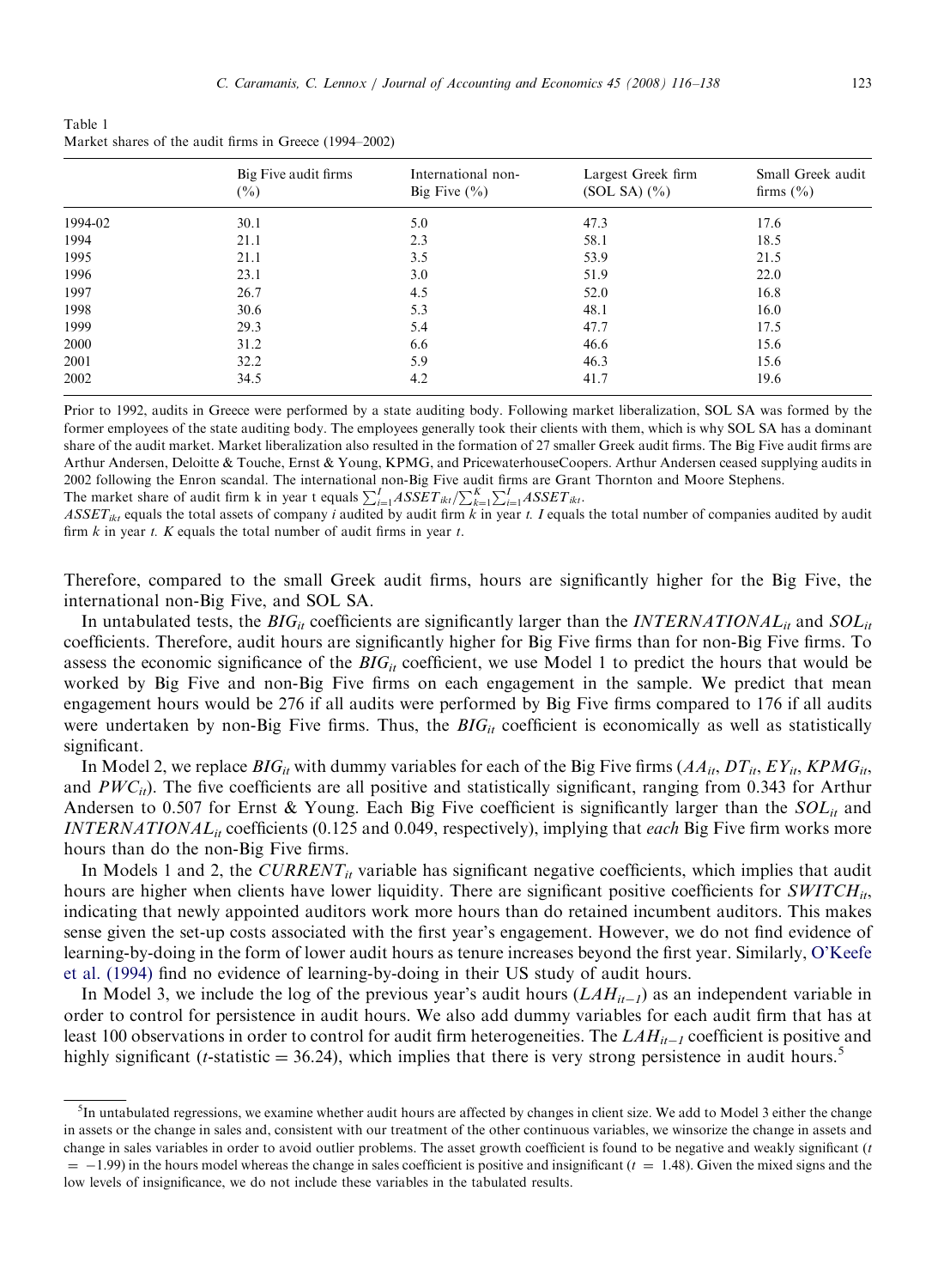Table 1
Market shares of the audit firms in Greece (1994–2002)

| | Big Five audit firms (%) | International non-Big Five (%) | Largest Greek firm (SOL SA) (%) | Small Greek audit firms (%) |
|---|---|---|---|---|
| 1994-02 | 30.1 | 5.0 | 47.3 | 17.6 |
| 1994 | 21.1 | 2.3 | 58.1 | 18.5 |
| 1995 | 21.1 | 3.5 | 53.9 | 21.5 |
| 1996 | 23.1 | 3.0 | 51.9 | 22.0 |
| 1997 | 26.7 | 4.5 | 52.0 | 16.8 |
| 1998 | 30.6 | 5.3 | 48.1 | 16.0 |
| 1999 | 29.3 | 5.4 | 47.7 | 17.5 |
| 2000 | 31.2 | 6.6 | 46.6 | 15.6 |
| 2001 | 32.2 | 5.9 | 46.3 | 15.6 |
| 2002 | 34.5 | 4.2 | 41.7 | 19.6 |

Prior to 1992, audits in Greece were performed by a state auditing body. Following market liberalization, SOL SA was formed by the former employees of the state auditing body. The employees generally took their clients with them, which is why SOL SA has a dominant share of the audit market. Market liberalization also resulted in the formation of 27 smaller Greek audit firms. The Big Five audit firms are Arthur Andersen, Deloitte & Touche, Ernst & Young, KPMG, and PricewaterhouseCoopers. Arthur Andersen ceased supplying audits in 2002 following the Enron scandal. The international non-Big Five audit firms are Grant Thornton and Moore Stephens.
The market share of audit firm k in year t equals $\sum_{i=1}^{I} ASSET_{ikt} / \sum_{k=1}^{K} \sum_{i=1}^{I} ASSET_{ikt}$.
$ASSET_{ikt}$ equals the total assets of company $i$ audited by audit firm $k$ in year $t$. $I$ equals the total number of companies audited by audit firm $k$ in year $t$. $K$ equals the total number of audit firms in year $t$.

Therefore, compared to the small Greek audit firms, hours are significantly higher for the Big Five, the international non-Big Five, and SOL SA.

In untabulated tests, the $BIG_{it}$ coefficients are significantly larger than the $INTERNATIONAL_{it}$ and $SOL_{it}$ coefficients. Therefore, audit hours are significantly higher for Big Five firms than for non-Big Five firms. To assess the economic significance of the $BIG_{it}$ coefficient, we use Model 1 to predict the hours that would be worked by Big Five and non-Big Five firms on each engagement in the sample. We predict that mean engagement hours would be 276 if all audits were performed by Big Five firms compared to 176 if all audits were undertaken by non-Big Five firms. Thus, the $BIG_{it}$ coefficient is economically as well as statistically significant.

In Model 2, we replace $BIG_{it}$ with dummy variables for each of the Big Five firms ($AA_{it}$, $DT_{it}$, $EY_{it}$, $KPMG_{it}$, and $PWC_{it}$). The five coefficients are all positive and statistically significant, ranging from 0.343 for Arthur Andersen to 0.507 for Ernst & Young. Each Big Five coefficient is significantly larger than the $SOL_{it}$ and $INTERNATIONAL_{it}$ coefficients (0.125 and 0.049, respectively), implying that *each* Big Five firm works more hours than do the non-Big Five firms.

In Models 1 and 2, the $CURRENT_{it}$ variable has significant negative coefficients, which implies that audit hours are higher when clients have lower liquidity. There are significant positive coefficients for $SWITCH_{it}$, indicating that newly appointed auditors work more hours than do retained incumbent auditors. This makes sense given the set-up costs associated with the first year's engagement. However, we do not find evidence of learning-by-doing in the form of lower audit hours as tenure increases beyond the first year. Similarly, O'Keefe et al. (1994) find no evidence of learning-by-doing in their US study of audit hours.

In Model 3, we include the log of the previous year's audit hours ($LAH_{it-1}$) as an independent variable in order to control for persistence in audit hours. We also add dummy variables for each audit firm that has at least 100 observations in order to control for audit firm heterogeneities. The $LAH_{it-1}$ coefficient is positive and highly significant ($t$-statistic $= 36.24$), which implies that there is very strong persistence in audit hours.[5]

[5] In untabulated regressions, we examine whether audit hours are affected by changes in client size. We add to Model 3 either the change in assets or the change in sales and, consistent with our treatment of the other continuous variables, we winsorize the change in assets and change in sales variables in order to avoid outlier problems. The asset growth coefficient is found to be negative and weakly significant ($t = -1.99$) in the hours model whereas the change in sales coefficient is positive and insignificant ($t = 1.48$). Given the mixed signs and the low levels of insignificance, we do not include these variables in the tabulated results.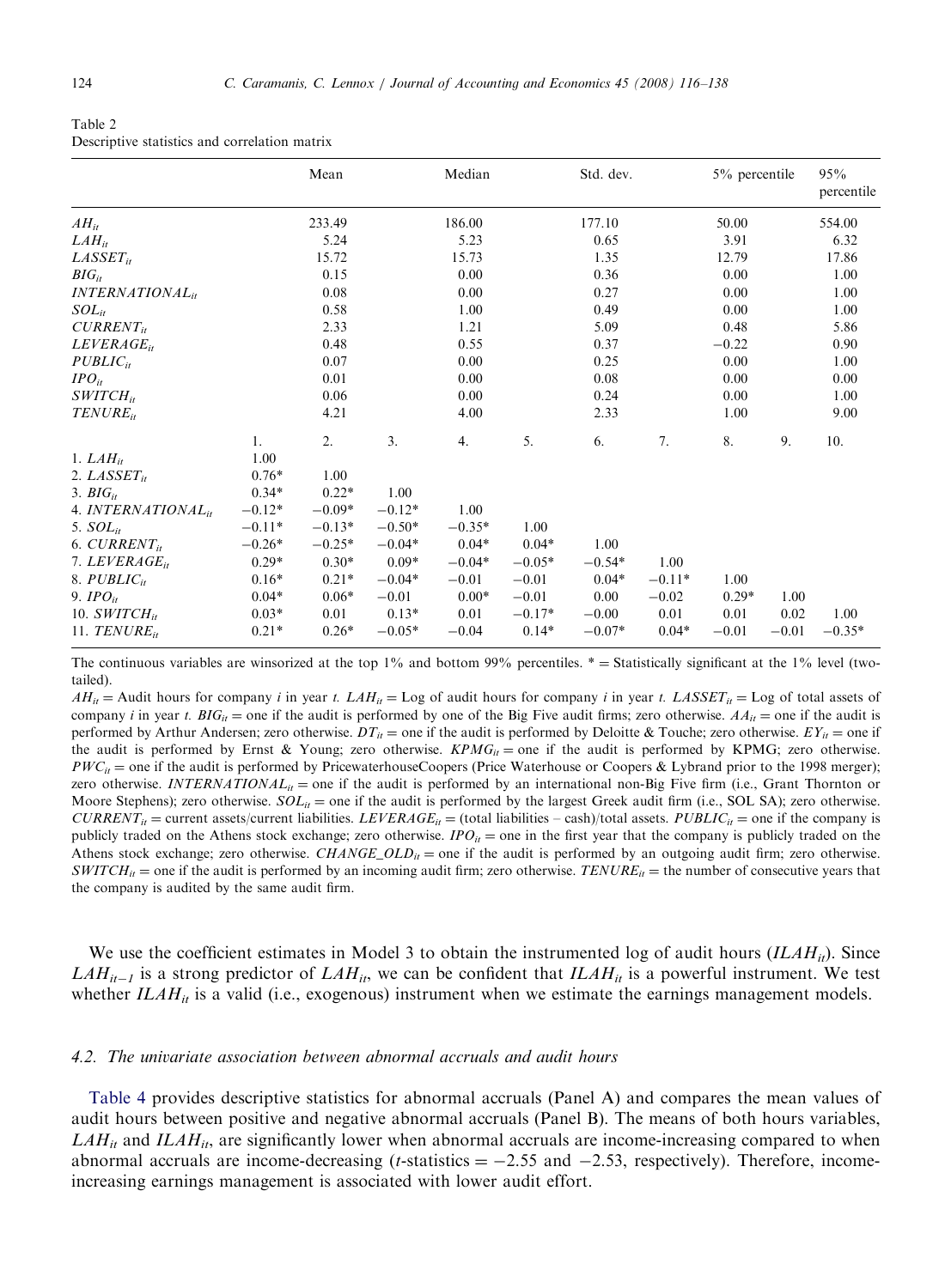Table 2
Descriptive statistics and correlation matrix

| | Mean | Median | Std. dev. | 5% percentile | 95% percentile |
|---|---|---|---|---|---|
| $AH_{it}$ | 233.49 | 186.00 | 177.10 | 50.00 | 554.00 |
| $LAH_{it}$ | 5.24 | 5.23 | 0.65 | 3.91 | 6.32 |
| $LASSET_{it}$ | 15.72 | 15.73 | 1.35 | 12.79 | 17.86 |
| $BIG_{it}$ | 0.15 | 0.00 | 0.36 | 0.00 | 1.00 |
| $INTERNATIONAL_{it}$ | 0.08 | 0.00 | 0.27 | 0.00 | 1.00 |
| $SOL_{it}$ | 0.58 | 1.00 | 0.49 | 0.00 | 1.00 |
| $CURRENT_{it}$ | 2.33 | 1.21 | 5.09 | 0.48 | 5.86 |
| $LEVERAGE_{it}$ | 0.48 | 0.55 | 0.37 | −0.22 | 0.90 |
| $PUBLIC_{it}$ | 0.07 | 0.00 | 0.25 | 0.00 | 1.00 |
| $IPO_{it}$ | 0.01 | 0.00 | 0.08 | 0.00 | 0.00 |
| $SWITCH_{it}$ | 0.06 | 0.00 | 0.24 | 0.00 | 1.00 |
| $TENURE_{it}$ | 4.21 | 4.00 | 2.33 | 1.00 | 9.00 |

| | 1. | 2. | 3. | 4. | 5. | 6. | 7. | 8. | 9. | 10. |
|---|---|---|---|---|---|---|---|---|---|---|
| 1. $LAH_{it}$ | 1.00 | | | | | | | | | |
| 2. $LASSET_{it}$ | 0.76* | 1.00 | | | | | | | | |
| 3. $BIG_{it}$ | 0.34* | 0.22* | 1.00 | | | | | | | |
| 4. $INTERNATIONAL_{it}$ | −0.12* | −0.09* | −0.12* | 1.00 | | | | | | |
| 5. $SOL_{it}$ | −0.11* | −0.13* | −0.50* | −0.35* | 1.00 | | | | | |
| 6. $CURRENT_{it}$ | −0.26* | −0.25* | −0.04* | 0.04* | 0.04* | 1.00 | | | | |
| 7. $LEVERAGE_{it}$ | 0.29* | 0.30* | 0.09* | −0.04* | −0.05* | −0.54* | 1.00 | | | |
| 8. $PUBLIC_{it}$ | 0.16* | 0.21* | −0.04* | −0.01 | −0.01 | 0.04* | −0.11* | 1.00 | | |
| 9. $IPO_{it}$ | 0.04* | 0.06* | −0.01 | 0.00* | −0.01 | 0.00 | −0.02 | 0.29* | 1.00 | |
| 10. $SWITCH_{it}$ | 0.03* | 0.01 | 0.13* | 0.01 | −0.17* | −0.00 | 0.01 | 0.01 | 0.02 | 1.00 |
| 11. $TENURE_{it}$ | 0.21* | 0.26* | −0.05* | −0.04 | 0.14* | −0.07* | 0.04* | −0.01 | −0.01 | −0.35* |

The continuous variables are winsorized at the top 1% and bottom 99% percentiles. * = Statistically significant at the 1% level (two-tailed).

$AH_{it}$ = Audit hours for company $i$ in year $t$. $LAH_{it}$ = Log of audit hours for company $i$ in year $t$. $LASSET_{it}$ = Log of total assets of company $i$ in year $t$. $BIG_{it}$ = one if the audit is performed by one of the Big Five audit firms; zero otherwise. $AA_{it}$ = one if the audit is performed by Arthur Andersen; zero otherwise. $DT_{it}$ = one if the audit is performed by Deloitte & Touche; zero otherwise. $EY_{it}$ = one if the audit is performed by Ernst & Young; zero otherwise. $KPMG_{it}$ = one if the audit is performed by KPMG; zero otherwise. $PWC_{it}$ = one if the audit is performed by PricewaterhouseCoopers (Price Waterhouse or Coopers & Lybrand prior to the 1998 merger); zero otherwise. $INTERNATIONAL_{it}$ = one if the audit is performed by an international non-Big Five firm (i.e., Grant Thornton or Moore Stephens); zero otherwise. $SOL_{it}$ = one if the audit is performed by the largest Greek audit firm (i.e., SOL SA); zero otherwise. $CURRENT_{it}$ = current assets/current liabilities. $LEVERAGE_{it}$ = (total liabilities – cash)/total assets. $PUBLIC_{it}$ = one if the company is publicly traded on the Athens stock exchange; zero otherwise. $IPO_{it}$ = one in the first year that the company is publicly traded on the Athens stock exchange; zero otherwise. $CHANGE\_OLD_{it}$ = one if the audit is performed by an outgoing audit firm; zero otherwise. $SWITCH_{it}$ = one if the audit is performed by an incoming audit firm; zero otherwise. $TENURE_{it}$ = the number of consecutive years that the company is audited by the same audit firm.

We use the coefficient estimates in Model 3 to obtain the instrumented log of audit hours ($ILAH_{it}$). Since $LAH_{it-1}$ is a strong predictor of $LAH_{it}$, we can be confident that $ILAH_{it}$ is a powerful instrument. We test whether $ILAH_{it}$ is a valid (i.e., exogenous) instrument when we estimate the earnings management models.

### 4.2. The univariate association between abnormal accruals and audit hours

Table 4 provides descriptive statistics for abnormal accruals (Panel A) and compares the mean values of audit hours between positive and negative abnormal accruals (Panel B). The means of both hours variables, $LAH_{it}$ and $ILAH_{it}$, are significantly lower when abnormal accruals are income-increasing compared to when abnormal accruals are income-decreasing ($t$-statistics = −2.55 and −2.53, respectively). Therefore, income-increasing earnings management is associated with lower audit effort.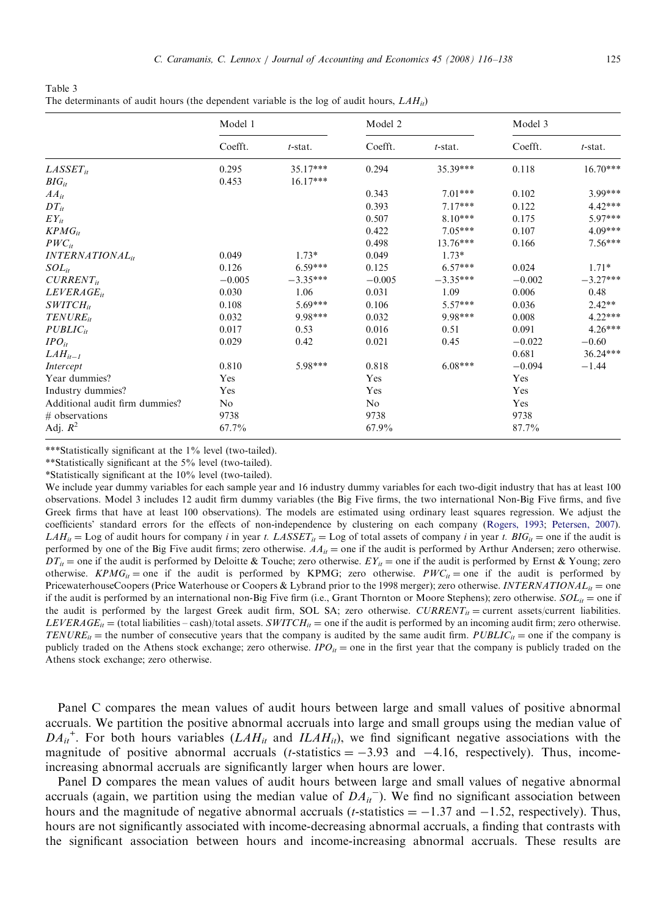Table 3
The determinants of audit hours (the dependent variable is the log of audit hours, $LAH_{it}$)

| | Model 1 | | Model 2 | | Model 3 | |
|---|---|---|---|---|---|---|
| | Coefft. | $t$-stat. | Coefft. | $t$-stat. | Coefft. | $t$-stat. |
| $LASSET_{it}$ | 0.295 | 35.17*** | 0.294 | 35.39*** | 0.118 | 16.70*** |
| $BIG_{it}$ | 0.453 | 16.17*** | | | | |
| $AA_{it}$ | | | 0.343 | 7.01*** | 0.102 | 3.99*** |
| $DT_{it}$ | | | 0.393 | 7.17*** | 0.122 | 4.42*** |
| $EY_{it}$ | | | 0.507 | 8.10*** | 0.175 | 5.97*** |
| $KPMG_{it}$ | | | 0.422 | 7.05*** | 0.107 | 4.09*** |
| $PWC_{it}$ | | | 0.498 | 13.76*** | 0.166 | 7.56*** |
| $INTERNATIONAL_{it}$ | 0.049 | 1.73* | 0.049 | 1.73* | | |
| $SOL_{it}$ | 0.126 | 6.59*** | 0.125 | 6.57*** | 0.024 | 1.71* |
| $CURRENT_{it}$ | −0.005 | −3.35*** | −0.005 | −3.35*** | −0.002 | −3.27*** |
| $LEVERAGE_{it}$ | 0.030 | 1.06 | 0.031 | 1.09 | 0.006 | 0.48 |
| $SWITCH_{it}$ | 0.108 | 5.69*** | 0.106 | 5.57*** | 0.036 | 2.42** |
| $TENURE_{it}$ | 0.032 | 9.98*** | 0.032 | 9.98*** | 0.008 | 4.22*** |
| $PUBLIC_{it}$ | 0.017 | 0.53 | 0.016 | 0.51 | 0.091 | 4.26*** |
| $IPO_{it}$ | 0.029 | 0.42 | 0.021 | 0.45 | −0.022 | −0.60 |
| $LAH_{it-1}$ | | | | | 0.681 | 36.24*** |
| *Intercept* | 0.810 | 5.98*** | 0.818 | 6.08*** | −0.094 | −1.44 |
| Year dummies? | Yes | | Yes | | Yes | |
| Industry dummies? | Yes | | Yes | | Yes | |
| Additional audit firm dummies? | No | | No | | Yes | |
| # observations | 9738 | | 9738 | | 9738 | |
| Adj. $R^2$ | 67.7% | | 67.9% | | 87.7% | |

***Statistically significant at the 1% level (two-tailed).

**Statistically significant at the 5% level (two-tailed).

*Statistically significant at the 10% level (two-tailed).

We include year dummy variables for each sample year and 16 industry dummy variables for each two-digit industry that has at least 100 observations. Model 3 includes 12 audit firm dummy variables (the Big Five firms, the two international Non-Big Five firms, and five Greek firms that have at least 100 observations). The models are estimated using ordinary least squares regression. We adjust the coefficients' standard errors for the effects of non-independence by clustering on each company (Rogers, 1993; Petersen, 2007). $LAH_{it}$ = Log of audit hours for company $i$ in year $t$. $LASSET_{it}$ = Log of total assets of company $i$ in year $t$. $BIG_{it}$ = one if the audit is performed by one of the Big Five audit firms; zero otherwise. $AA_{it}$ = one if the audit is performed by Arthur Andersen; zero otherwise. $DT_{it}$ = one if the audit is performed by Deloitte & Touche; zero otherwise. $EY_{it}$ = one if the audit is performed by Ernst & Young; zero otherwise. $KPMG_{it}$ = one if the audit is performed by KPMG; zero otherwise. $PWC_{it}$ = one if the audit is performed by PricewaterhouseCoopers (Price Waterhouse or Coopers & Lybrand prior to the 1998 merger); zero otherwise. $INTERNATIONAL_{it}$ = one if the audit is performed by an international non-Big Five firm (i.e., Grant Thornton or Moore Stephens); zero otherwise. $SOL_{it}$ = one if the audit is performed by the largest Greek audit firm, SOL SA; zero otherwise. $CURRENT_{it}$ = current assets/current liabilities. $LEVERAGE_{it}$ = (total liabilities – cash)/total assets. $SWITCH_{it}$ = one if the audit is performed by an incoming audit firm; zero otherwise. $TENURE_{it}$ = the number of consecutive years that the company is audited by the same audit firm. $PUBLIC_{it}$ = one if the company is publicly traded on the Athens stock exchange; zero otherwise. $IPO_{it}$ = one in the first year that the company is publicly traded on the Athens stock exchange; zero otherwise.

Panel C compares the mean values of audit hours between large and small values of positive abnormal accruals. We partition the positive abnormal accruals into large and small groups using the median value of $DA_{it}^{+}$. For both hours variables ($LAH_{it}$ and $ILAH_{it}$), we find significant negative associations with the magnitude of positive abnormal accruals ($t$-statistics = −3.93 and −4.16, respectively). Thus, income-increasing abnormal accruals are significantly larger when hours are lower.

Panel D compares the mean values of audit hours between large and small values of negative abnormal accruals (again, we partition using the median value of $DA_{it}^{-}$). We find no significant association between hours and the magnitude of negative abnormal accruals ($t$-statistics = −1.37 and −1.52, respectively). Thus, hours are not significantly associated with income-decreasing abnormal accruals, a finding that contrasts with the significant association between hours and income-increasing abnormal accruals. These results are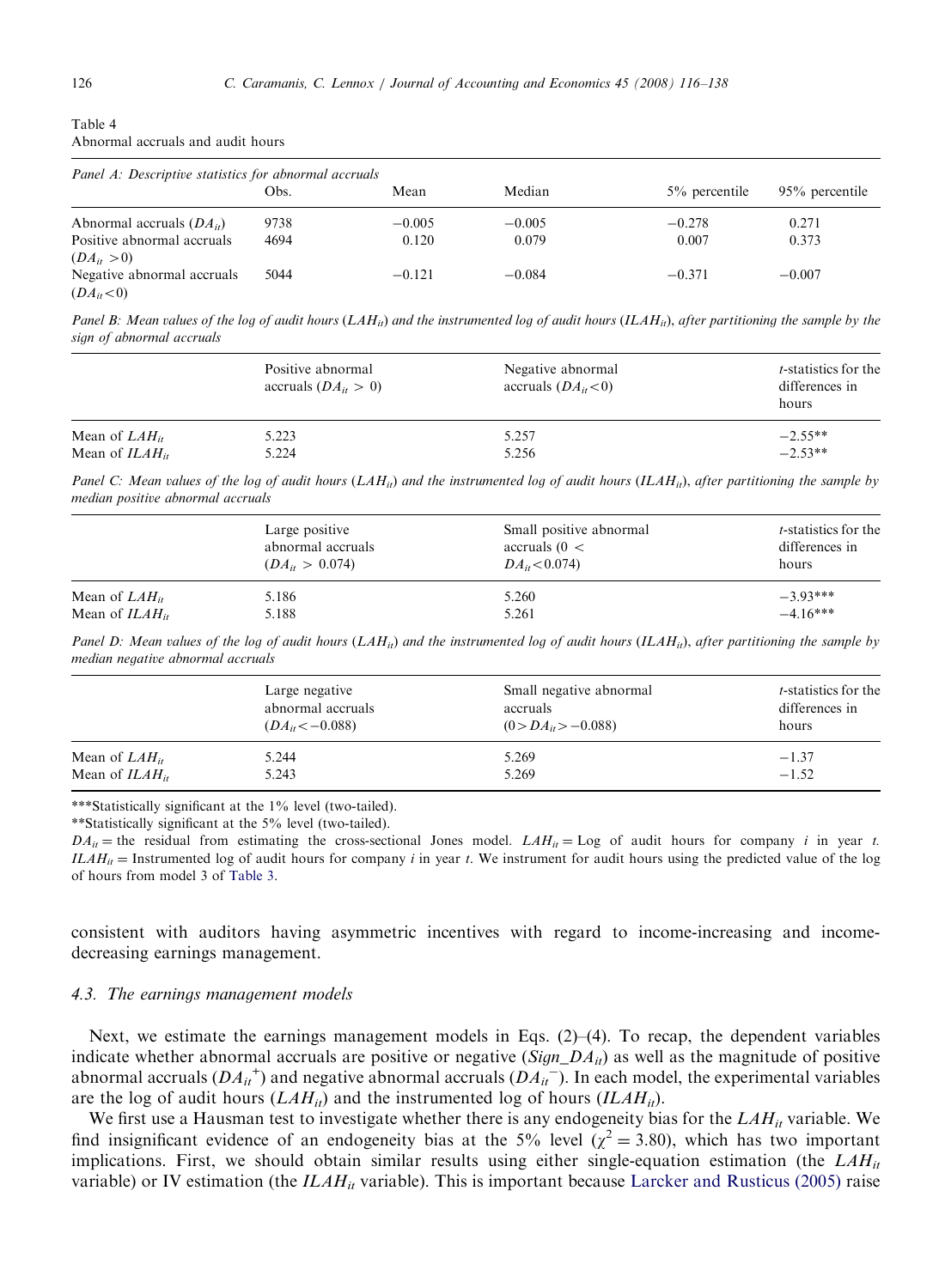Table 4
Abnormal accruals and audit hours

*Panel A: Descriptive statistics for abnormal accruals*

| | Obs. | Mean | Median | 5% percentile | 95% percentile |
|---|---|---|---|---|---|
| Abnormal accruals ($DA_{it}$) | 9738 | −0.005 | −0.005 | −0.278 | 0.271 |
| Positive abnormal accruals ($DA_{it} > 0$) | 4694 | 0.120 | 0.079 | 0.007 | 0.373 |
| Negative abnormal accruals ($DA_{it} < 0$) | 5044 | −0.121 | −0.084 | −0.371 | −0.007 |

*Panel B: Mean values of the log of audit hours ($LAH_{it}$) and the instrumented log of audit hours ($ILAH_{it}$), after partitioning the sample by the sign of abnormal accruals*

| | Positive abnormal accruals ($DA_{it} > 0$) | Negative abnormal accruals ($DA_{it} < 0$) | *t*-statistics for the differences in hours |
|---|---|---|---|
| Mean of $LAH_{it}$ | 5.223 | 5.257 | −2.55** |
| Mean of $ILAH_{it}$ | 5.224 | 5.256 | −2.53** |

*Panel C: Mean values of the log of audit hours ($LAH_{it}$) and the instrumented log of audit hours ($ILAH_{it}$), after partitioning the sample by median positive abnormal accruals*

| | Large positive abnormal accruals ($DA_{it} > 0.074$) | Small positive abnormal accruals ($0 < DA_{it} < 0.074$) | *t*-statistics for the differences in hours |
|---|---|---|---|
| Mean of $LAH_{it}$ | 5.186 | 5.260 | −3.93*** |
| Mean of $ILAH_{it}$ | 5.188 | 5.261 | −4.16*** |

*Panel D: Mean values of the log of audit hours ($LAH_{it}$) and the instrumented log of audit hours ($ILAH_{it}$), after partitioning the sample by median negative abnormal accruals*

| | Large negative abnormal accruals ($DA_{it} < -0.088$) | Small negative abnormal accruals ($0 > DA_{it} > -0.088$) | *t*-statistics for the differences in hours |
|---|---|---|---|
| Mean of $LAH_{it}$ | 5.244 | 5.269 | −1.37 |
| Mean of $ILAH_{it}$ | 5.243 | 5.269 | −1.52 |

***Statistically significant at the 1% level (two-tailed).

**Statistically significant at the 5% level (two-tailed).

$DA_{it}$ = the residual from estimating the cross-sectional Jones model. $LAH_{it}$ = Log of audit hours for company *i* in year *t*. $ILAH_{it}$ = Instrumented log of audit hours for company *i* in year *t*. We instrument for audit hours using the predicted value of the log of hours from model 3 of Table 3.

consistent with auditors having asymmetric incentives with regard to income-increasing and income-decreasing earnings management.

### 4.3. The earnings management models

Next, we estimate the earnings management models in Eqs. (2)–(4). To recap, the dependent variables indicate whether abnormal accruals are positive or negative ($Sign\_DA_{it}$) as well as the magnitude of positive abnormal accruals ($DA_{it}^{+}$) and negative abnormal accruals ($DA_{it}^{-}$). In each model, the experimental variables are the log of audit hours ($LAH_{it}$) and the instrumented log of hours ($ILAH_{it}$).

We first use a Hausman test to investigate whether there is any endogeneity bias for the $LAH_{it}$ variable. We find insignificant evidence of an endogeneity bias at the 5% level ($\chi^2 = 3.80$), which has two important implications. First, we should obtain similar results using either single-equation estimation (the $LAH_{it}$ variable) or IV estimation (the $ILAH_{it}$ variable). This is important because Larcker and Rusticus (2005) raise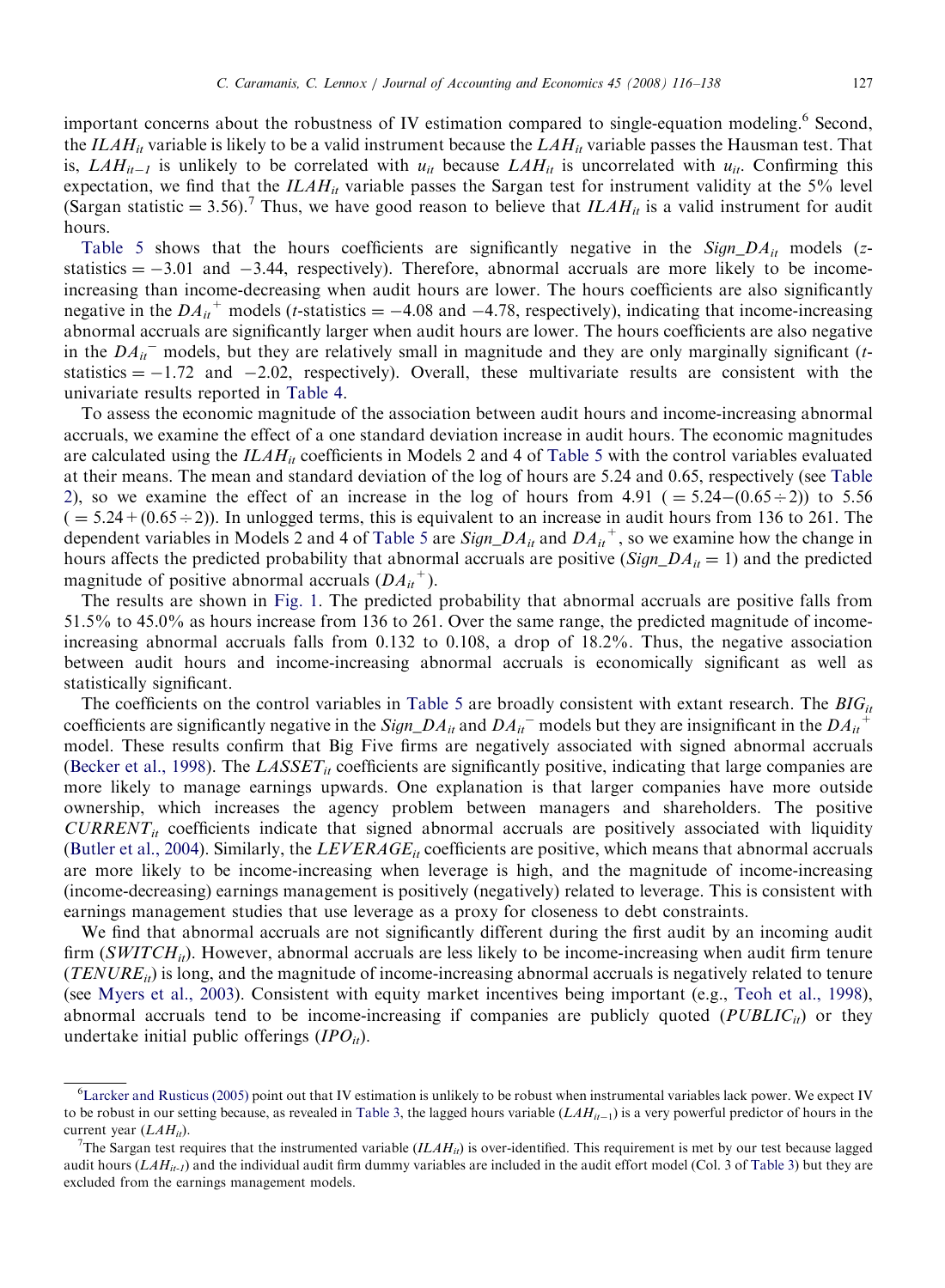important concerns about the robustness of IV estimation compared to single-equation modeling.[6] Second, the $ILAH_{it}$ variable is likely to be a valid instrument because the $LAH_{it}$ variable passes the Hausman test. That is, $LAH_{it-1}$ is unlikely to be correlated with $u_{it}$ because $LAH_{it}$ is uncorrelated with $u_{it}$. Confirming this expectation, we find that the $ILAH_{it}$ variable passes the Sargan test for instrument validity at the 5% level (Sargan statistic = 3.56).[7] Thus, we have good reason to believe that $ILAH_{it}$ is a valid instrument for audit hours.

Table 5 shows that the hours coefficients are significantly negative in the $Sign\_DA_{it}$ models (z-statistics = −3.01 and −3.44, respectively). Therefore, abnormal accruals are more likely to be income-increasing than income-decreasing when audit hours are lower. The hours coefficients are also significantly negative in the $DA_{it}^{+}$ models (t-statistics = −4.08 and −4.78, respectively), indicating that income-increasing abnormal accruals are significantly larger when audit hours are lower. The hours coefficients are also negative in the $DA_{it}^{-}$ models, but they are relatively small in magnitude and they are only marginally significant (t-statistics = −1.72 and −2.02, respectively). Overall, these multivariate results are consistent with the univariate results reported in Table 4.

To assess the economic magnitude of the association between audit hours and income-increasing abnormal accruals, we examine the effect of a one standard deviation increase in audit hours. The economic magnitudes are calculated using the $ILAH_{it}$ coefficients in Models 2 and 4 of Table 5 with the control variables evaluated at their means. The mean and standard deviation of the log of hours are 5.24 and 0.65, respectively (see Table 2), so we examine the effect of an increase in the log of hours from 4.91 ( = 5.24−(0.65 ÷ 2)) to 5.56 ( = 5.24 + (0.65 ÷ 2)). In unlogged terms, this is equivalent to an increase in audit hours from 136 to 261. The dependent variables in Models 2 and 4 of Table 5 are $Sign\_DA_{it}$ and $DA_{it}^{+}$, so we examine how the change in hours affects the predicted probability that abnormal accruals are positive ($Sign\_DA_{it} = 1$) and the predicted magnitude of positive abnormal accruals ($DA_{it}^{+}$).

The results are shown in Fig. 1. The predicted probability that abnormal accruals are positive falls from 51.5% to 45.0% as hours increase from 136 to 261. Over the same range, the predicted magnitude of income-increasing abnormal accruals falls from 0.132 to 0.108, a drop of 18.2%. Thus, the negative association between audit hours and income-increasing abnormal accruals is economically significant as well as statistically significant.

The coefficients on the control variables in Table 5 are broadly consistent with extant research. The $BIG_{it}$ coefficients are significantly negative in the $Sign\_DA_{it}$ and $DA_{it}^{-}$ models but they are insignificant in the $DA_{it}^{+}$ model. These results confirm that Big Five firms are negatively associated with signed abnormal accruals (Becker et al., 1998). The $LASSET_{it}$ coefficients are significantly positive, indicating that large companies are more likely to manage earnings upwards. One explanation is that larger companies have more outside ownership, which increases the agency problem between managers and shareholders. The positive $CURRENT_{it}$ coefficients indicate that signed abnormal accruals are positively associated with liquidity (Butler et al., 2004). Similarly, the $LEVERAGE_{it}$ coefficients are positive, which means that abnormal accruals are more likely to be income-increasing when leverage is high, and the magnitude of income-increasing (income-decreasing) earnings management is positively (negatively) related to leverage. This is consistent with earnings management studies that use leverage as a proxy for closeness to debt constraints.

We find that abnormal accruals are not significantly different during the first audit by an incoming audit firm ($SWITCH_{it}$). However, abnormal accruals are less likely to be income-increasing when audit firm tenure ($TENURE_{it}$) is long, and the magnitude of income-increasing abnormal accruals is negatively related to tenure (see Myers et al., 2003). Consistent with equity market incentives being important (e.g., Teoh et al., 1998), abnormal accruals tend to be income-increasing if companies are publicly quoted ($PUBLIC_{it}$) or they undertake initial public offerings ($IPO_{it}$).

---

[6] Larcker and Rusticus (2005) point out that IV estimation is unlikely to be robust when instrumental variables lack power. We expect IV to be robust in our setting because, as revealed in Table 3, the lagged hours variable ($LAH_{it-1}$) is a very powerful predictor of hours in the current year ($LAH_{it}$).

[7] The Sargan test requires that the instrumented variable ($ILAH_{it}$) is over-identified. This requirement is met by our test because lagged audit hours ($LAH_{it-1}$) and the individual audit firm dummy variables are included in the audit effort model (Col. 3 of Table 3) but they are excluded from the earnings management models.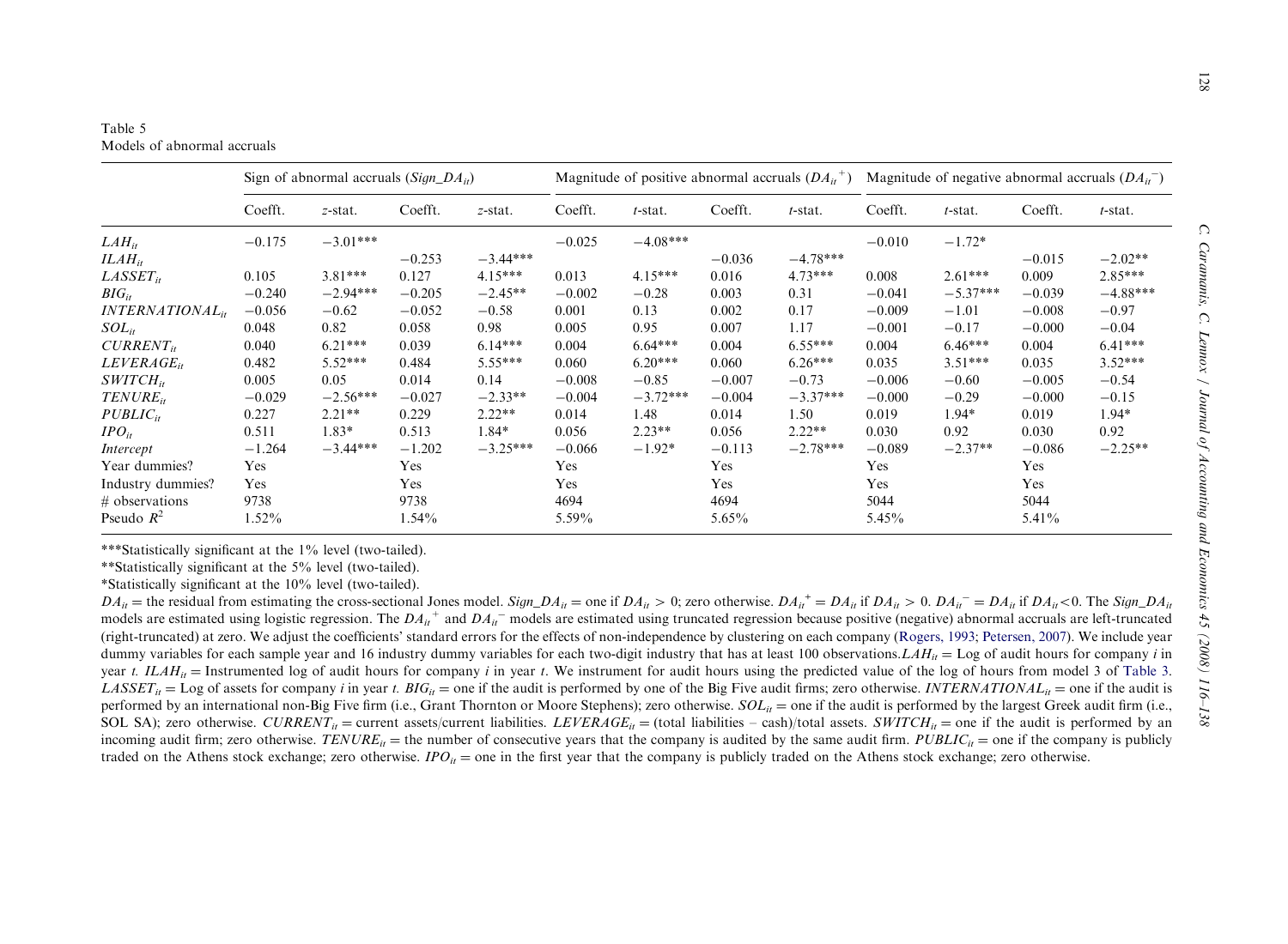Table 5
Models of abnormal accruals

| | Sign of abnormal accruals ($Sign\_DA_{it}$) | | | | Magnitude of positive abnormal accruals ($DA_{it}^{+}$) | | | | Magnitude of negative abnormal accruals ($DA_{it}^{-}$) | | | |
|---|---|---|---|---|---|---|---|---|---|---|---|---|
| | Coefft. | *z*-stat. | Coefft. | *z*-stat. | Coefft. | *t*-stat. | Coefft. | *t*-stat. | Coefft. | *t*-stat. | Coefft. | *t*-stat. |
| $LAH_{it}$ | −0.175 | −3.01*** | | | −0.025 | −4.08*** | | | −0.010 | −1.72* | | |
| $ILAH_{it}$ | | | −0.253 | −3.44*** | | | −0.036 | −4.78*** | | | −0.015 | −2.02** |
| $LASSET_{it}$ | 0.105 | 3.81*** | 0.127 | 4.15*** | 0.013 | 4.15*** | 0.016 | 4.73*** | 0.008 | 2.61*** | 0.009 | 2.85*** |
| $BIG_{it}$ | −0.240 | −2.94*** | −0.205 | −2.45** | −0.002 | −0.28 | 0.003 | 0.31 | −0.041 | −5.37*** | −0.039 | −4.88*** |
| $INTERNATIONAL_{it}$ | −0.056 | −0.62 | −0.052 | −0.58 | 0.001 | 0.13 | 0.002 | 0.17 | −0.009 | −1.01 | −0.008 | −0.97 |
| $SOL_{it}$ | 0.048 | 0.82 | 0.058 | 0.98 | 0.005 | 0.95 | 0.007 | 1.17 | −0.001 | −0.17 | −0.000 | −0.04 |
| $CURRENT_{it}$ | 0.040 | 6.21*** | 0.039 | 6.14*** | 0.004 | 6.64*** | 0.004 | 6.55*** | 0.004 | 6.46*** | 0.004 | 6.41*** |
| $LEVERAGE_{it}$ | 0.482 | 5.52*** | 0.484 | 5.55*** | 0.060 | 6.20*** | 0.060 | 6.26*** | 0.035 | 3.51*** | 0.035 | 3.52*** |
| $SWITCH_{it}$ | 0.005 | 0.05 | 0.014 | 0.14 | −0.008 | −0.85 | −0.007 | −0.73 | −0.006 | −0.60 | −0.005 | −0.54 |
| $TENURE_{it}$ | −0.029 | −2.56*** | −0.027 | −2.33** | −0.004 | −3.72*** | −0.004 | −3.37*** | −0.000 | −0.29 | −0.000 | −0.15 |
| $PUBLIC_{it}$ | 0.227 | 2.21** | 0.229 | 2.22** | 0.014 | 1.48 | 0.014 | 1.50 | 0.019 | 1.94* | 0.019 | 1.94* |
| $IPO_{it}$ | 0.511 | 1.83* | 0.513 | 1.84* | 0.056 | 2.23** | 0.056 | 2.22** | 0.030 | 0.92 | 0.030 | 0.92 |
| *Intercept* | −1.264 | −3.44*** | −1.202 | −3.25*** | −0.066 | −1.92* | −0.113 | −2.78*** | −0.089 | −2.37** | −0.086 | −2.25** |
| Year dummies? | Yes | | Yes | | Yes | | Yes | | Yes | | Yes | |
| Industry dummies? | Yes | | Yes | | Yes | | Yes | | Yes | | Yes | |
| # observations | 9738 | | 9738 | | 4694 | | 4694 | | 5044 | | 5044 | |
| Pseudo $R^2$ | 1.52% | | 1.54% | | 5.59% | | 5.65% | | 5.45% | | 5.41% | |

***Statistically significant at the 1% level (two-tailed).

**Statistically significant at the 5% level (two-tailed).

*Statistically significant at the 10% level (two-tailed).

$DA_{it}$ = the residual from estimating the cross-sectional Jones model. $Sign\_DA_{it}$ = one if $DA_{it} > 0$; zero otherwise. $DA_{it}^{+} = DA_{it}$ if $DA_{it} > 0$. $DA_{it}^{-} = DA_{it}$ if $DA_{it} < 0$. The $Sign\_DA_{it}$ models are estimated using logistic regression. The $DA_{it}^{+}$ and $DA_{it}^{-}$ models are estimated using truncated regression because positive (negative) abnormal accruals are left-truncated (right-truncated) at zero. We adjust the coefficients' standard errors for the effects of non-independence by clustering on each company (Rogers, 1993; Petersen, 2007). We include year dummy variables for each sample year and 16 industry dummy variables for each two-digit industry that has at least 100 observations. $LAH_{it}$ = Log of audit hours for company $i$ in year $t$. $ILAH_{it}$ = Instrumented log of audit hours for company $i$ in year $t$. We instrument for audit hours using the predicted value of the log of hours from model 3 of Table 3. $LASSET_{it}$ = Log of assets for company $i$ in year $t$. $BIG_{it}$ = one if the audit is performed by one of the Big Five audit firms; zero otherwise. $INTERNATIONAL_{it}$ = one if the audit is performed by an international non-Big Five firm (i.e., Grant Thornton or Moore Stephens); zero otherwise. $SOL_{it}$ = one if the audit is performed by the largest Greek audit firm (i.e., SOL SA); zero otherwise. $CURRENT_{it}$ = current assets/current liabilities. $LEVERAGE_{it}$ = (total liabilities – cash)/total assets. $SWITCH_{it}$ = one if the audit is performed by an incoming audit firm; zero otherwise. $TENURE_{it}$ = the number of consecutive years that the company is audited by the same audit firm. $PUBLIC_{it}$ = one if the company is publicly traded on the Athens stock exchange; zero otherwise. $IPO_{it}$ = one in the first year that the company is publicly traded on the Athens stock exchange; zero otherwise.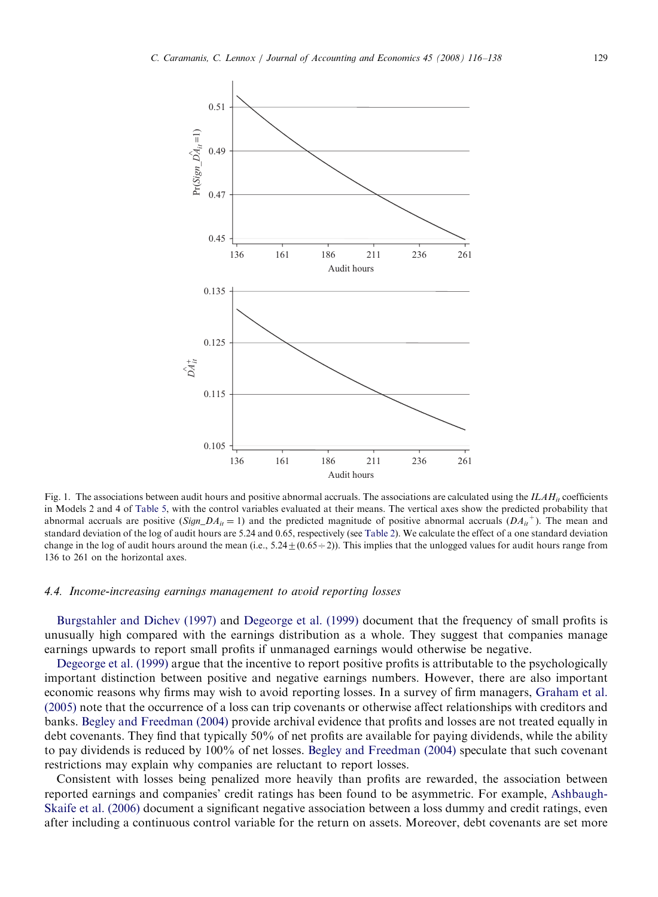Fig. 1. The associations between audit hours and positive abnormal accruals. The associations are calculated using the $ILAH_{it}$ coefficients in Models 2 and 4 of Table 5, with the control variables evaluated at their means. The vertical axes show the predicted probability that abnormal accruals are positive ($Sign\_DA_{it} = 1$) and the predicted magnitude of positive abnormal accruals ($DA_{it}^{+}$). The mean and standard deviation of the log of audit hours are 5.24 and 0.65, respectively (see Table 2). We calculate the effect of a one standard deviation change in the log of audit hours around the mean (i.e., $5.24 \pm (0.65 \div 2)$). This implies that the unlogged values for audit hours range from 136 to 261 on the horizontal axes.

### 4.4. *Income-increasing earnings management to avoid reporting losses*

Burgstahler and Dichev (1997) and Degeorge et al. (1999) document that the frequency of small profits is unusually high compared with the earnings distribution as a whole. They suggest that companies manage earnings upwards to report small profits if unmanaged earnings would otherwise be negative.

Degeorge et al. (1999) argue that the incentive to report positive profits is attributable to the psychologically important distinction between positive and negative earnings numbers. However, there are also important economic reasons why firms may wish to avoid reporting losses. In a survey of firm managers, Graham et al. (2005) note that the occurrence of a loss can trip covenants or otherwise affect relationships with creditors and banks. Begley and Freedman (2004) provide archival evidence that profits and losses are not treated equally in debt covenants. They find that typically 50% of net profits are available for paying dividends, while the ability to pay dividends is reduced by 100% of net losses. Begley and Freedman (2004) speculate that such covenant restrictions may explain why companies are reluctant to report losses.

Consistent with losses being penalized more heavily than profits are rewarded, the association between reported earnings and companies' credit ratings has been found to be asymmetric. For example, Ashbaugh-Skaife et al. (2006) document a significant negative association between a loss dummy and credit ratings, even after including a continuous control variable for the return on assets. Moreover, debt covenants are set more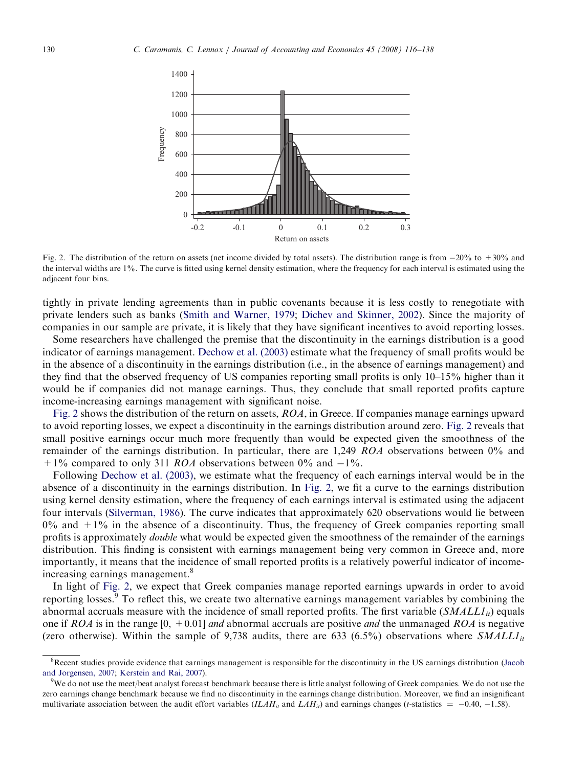Fig. 2. The distribution of the return on assets (net income divided by total assets). The distribution range is from −20% to +30% and the interval widths are 1%. The curve is fitted using kernel density estimation, where the frequency for each interval is estimated using the adjacent four bins.

tightly in private lending agreements than in public covenants because it is less costly to renegotiate with private lenders such as banks (Smith and Warner, 1979; Dichev and Skinner, 2002). Since the majority of companies in our sample are private, it is likely that they have significant incentives to avoid reporting losses.

Some researchers have challenged the premise that the discontinuity in the earnings distribution is a good indicator of earnings management. Dechow et al. (2003) estimate what the frequency of small profits would be in the absence of a discontinuity in the earnings distribution (i.e., in the absence of earnings management) and they find that the observed frequency of US companies reporting small profits is only 10–15% higher than it would be if companies did not manage earnings. Thus, they conclude that small reported profits capture income-increasing earnings management with significant noise.

Fig. 2 shows the distribution of the return on assets, *ROA*, in Greece. If companies manage earnings upward to avoid reporting losses, we expect a discontinuity in the earnings distribution around zero. Fig. 2 reveals that small positive earnings occur much more frequently than would be expected given the smoothness of the remainder of the earnings distribution. In particular, there are 1,249 *ROA* observations between 0% and +1% compared to only 311 *ROA* observations between 0% and −1%.

Following Dechow et al. (2003), we estimate what the frequency of each earnings interval would be in the absence of a discontinuity in the earnings distribution. In Fig. 2, we fit a curve to the earnings distribution using kernel density estimation, where the frequency of each earnings interval is estimated using the adjacent four intervals (Silverman, 1986). The curve indicates that approximately 620 observations would lie between 0% and +1% in the absence of a discontinuity. Thus, the frequency of Greek companies reporting small profits is approximately *double* what would be expected given the smoothness of the remainder of the earnings distribution. This finding is consistent with earnings management being very common in Greece and, more importantly, it means that the incidence of small reported profits is a relatively powerful indicator of income-increasing earnings management.[8]

In light of Fig. 2, we expect that Greek companies manage reported earnings upwards in order to avoid reporting losses.[9] To reflect this, we create two alternative earnings management variables by combining the abnormal accruals measure with the incidence of small reported profits. The first variable ($SMALL1_{it}$) equals one if *ROA* is in the range [0, +0.01] *and* abnormal accruals are positive *and* the unmanaged *ROA* is negative (zero otherwise). Within the sample of 9,738 audits, there are 633 (6.5%) observations where $SMALL1_{it}$

[8] Recent studies provide evidence that earnings management is responsible for the discontinuity in the US earnings distribution (Jacob and Jorgensen, 2007; Kerstein and Rai, 2007).

[9] We do not use the meet/beat analyst forecast benchmark because there is little analyst following of Greek companies. We do not use the zero earnings change benchmark because we find no discontinuity in the earnings change distribution. Moreover, we find an insignificant multivariate association between the audit effort variables ($ILAH_{it}$ and $LAH_{it}$) and earnings changes ($t$-statistics = −0.40, −1.58).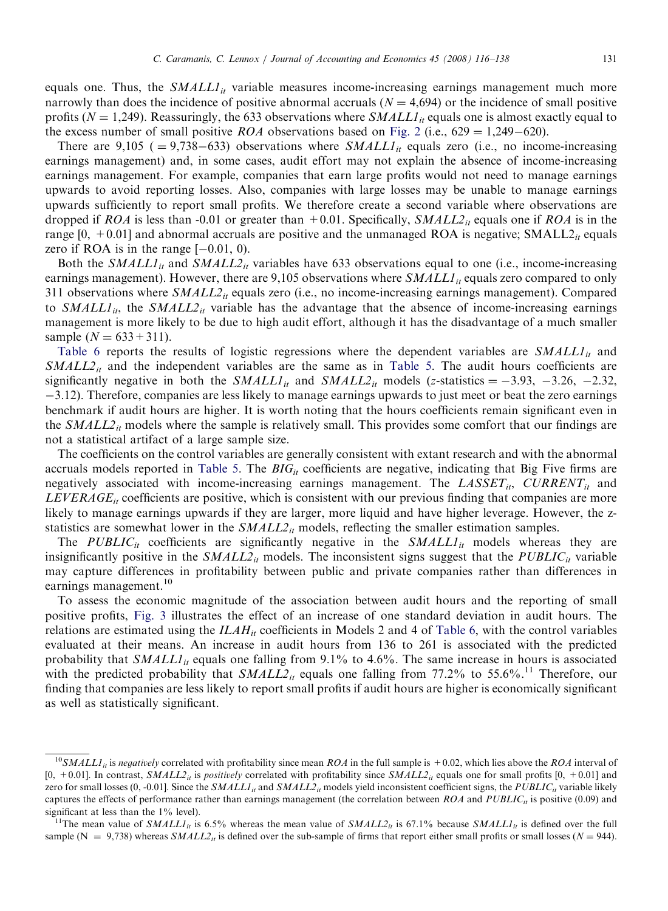equals one. Thus, the $SMALL1_{it}$ variable measures income-increasing earnings management much more narrowly than does the incidence of positive abnormal accruals ($N = 4{,}694$) or the incidence of small positive profits ($N = 1{,}249$). Reassuringly, the 633 observations where $SMALL1_{it}$ equals one is almost exactly equal to the excess number of small positive $ROA$ observations based on Fig. 2 (i.e., $629 = 1{,}249-620$).

There are 9,105 ($= 9{,}738-633$) observations where $SMALL1_{it}$ equals zero (i.e., no income-increasing earnings management) and, in some cases, audit effort may not explain the absence of income-increasing earnings management. For example, companies that earn large profits would not need to manage earnings upwards to avoid reporting losses. Also, companies with large losses may be unable to manage earnings upwards sufficiently to report small profits. We therefore create a second variable where observations are dropped if $ROA$ is less than -0.01 or greater than $+0.01$. Specifically, $SMALL2_{it}$ equals one if $ROA$ is in the range $[0, +0.01]$ and abnormal accruals are positive and the unmanaged ROA is negative; $\text{SMALL2}_{it}$ equals zero if ROA is in the range $[-0.01, 0)$.

Both the $SMALL1_{it}$ and $SMALL2_{it}$ variables have 633 observations equal to one (i.e., income-increasing earnings management). However, there are 9,105 observations where $SMALL1_{it}$ equals zero compared to only 311 observations where $SMALL2_{it}$ equals zero (i.e., no income-increasing earnings management). Compared to $SMALL1_{it}$, the $SMALL2_{it}$ variable has the advantage that the absence of income-increasing earnings management is more likely to be due to high audit effort, although it has the disadvantage of a much smaller sample ($N = 633+311$).

Table 6 reports the results of logistic regressions where the dependent variables are $SMALL1_{it}$ and $SMALL2_{it}$ and the independent variables are the same as in Table 5. The audit hours coefficients are significantly negative in both the $SMALL1_{it}$ and $SMALL2_{it}$ models ($z$-statistics $= -3.93$, $-3.26$, $-2.32$, $-3.12$). Therefore, companies are less likely to manage earnings upwards to just meet or beat the zero earnings benchmark if audit hours are higher. It is worth noting that the hours coefficients remain significant even in the $SMALL2_{it}$ models where the sample is relatively small. This provides some comfort that our findings are not a statistical artifact of a large sample size.

The coefficients on the control variables are generally consistent with extant research and with the abnormal accruals models reported in Table 5. The $BIG_{it}$ coefficients are negative, indicating that Big Five firms are negatively associated with income-increasing earnings management. The $LASSET_{it}$, $CURRENT_{it}$ and $LEVERAGE_{it}$ coefficients are positive, which is consistent with our previous finding that companies are more likely to manage earnings upwards if they are larger, more liquid and have higher leverage. However, the z-statistics are somewhat lower in the $SMALL2_{it}$ models, reflecting the smaller estimation samples.

The $PUBLIC_{it}$ coefficients are significantly negative in the $SMALL1_{it}$ models whereas they are insignificantly positive in the $SMALL2_{it}$ models. The inconsistent signs suggest that the $PUBLIC_{it}$ variable may capture differences in profitability between public and private companies rather than differences in earnings management.[10]

To assess the economic magnitude of the association between audit hours and the reporting of small positive profits, Fig. 3 illustrates the effect of an increase of one standard deviation in audit hours. The relations are estimated using the $ILAH_{it}$ coefficients in Models 2 and 4 of Table 6, with the control variables evaluated at their means. An increase in audit hours from 136 to 261 is associated with the predicted probability that $SMALL1_{it}$ equals one falling from 9.1% to 4.6%. The same increase in hours is associated with the predicted probability that $SMALL2_{it}$ equals one falling from 77.2% to 55.6%.[11] Therefore, our finding that companies are less likely to report small profits if audit hours are higher is economically significant as well as statistically significant.

---

[10] $SMALL1_{it}$ is *negatively* correlated with profitability since mean $ROA$ in the full sample is $+0.02$, which lies above the $ROA$ interval of $[0, +0.01]$. In contrast, $SMALL2_{it}$ is *positively* correlated with profitability since $SMALL2_{it}$ equals one for small profits $[0, +0.01]$ and zero for small losses (0, -0.01]. Since the $SMALL1_{it}$ and $SMALL2_{it}$ models yield inconsistent coefficient signs, the $PUBLIC_{it}$ variable likely captures the effects of performance rather than earnings management (the correlation between $ROA$ and $PUBLIC_{it}$ is positive (0.09) and significant at less than the 1% level).

[11] The mean value of $SMALL1_{it}$ is 6.5% whereas the mean value of $SMALL2_{it}$ is 67.1% because $SMALL1_{it}$ is defined over the full sample ($N = 9{,}738$) whereas $SMALL2_{it}$ is defined over the sub-sample of firms that report either small profits or small losses ($N = 944$).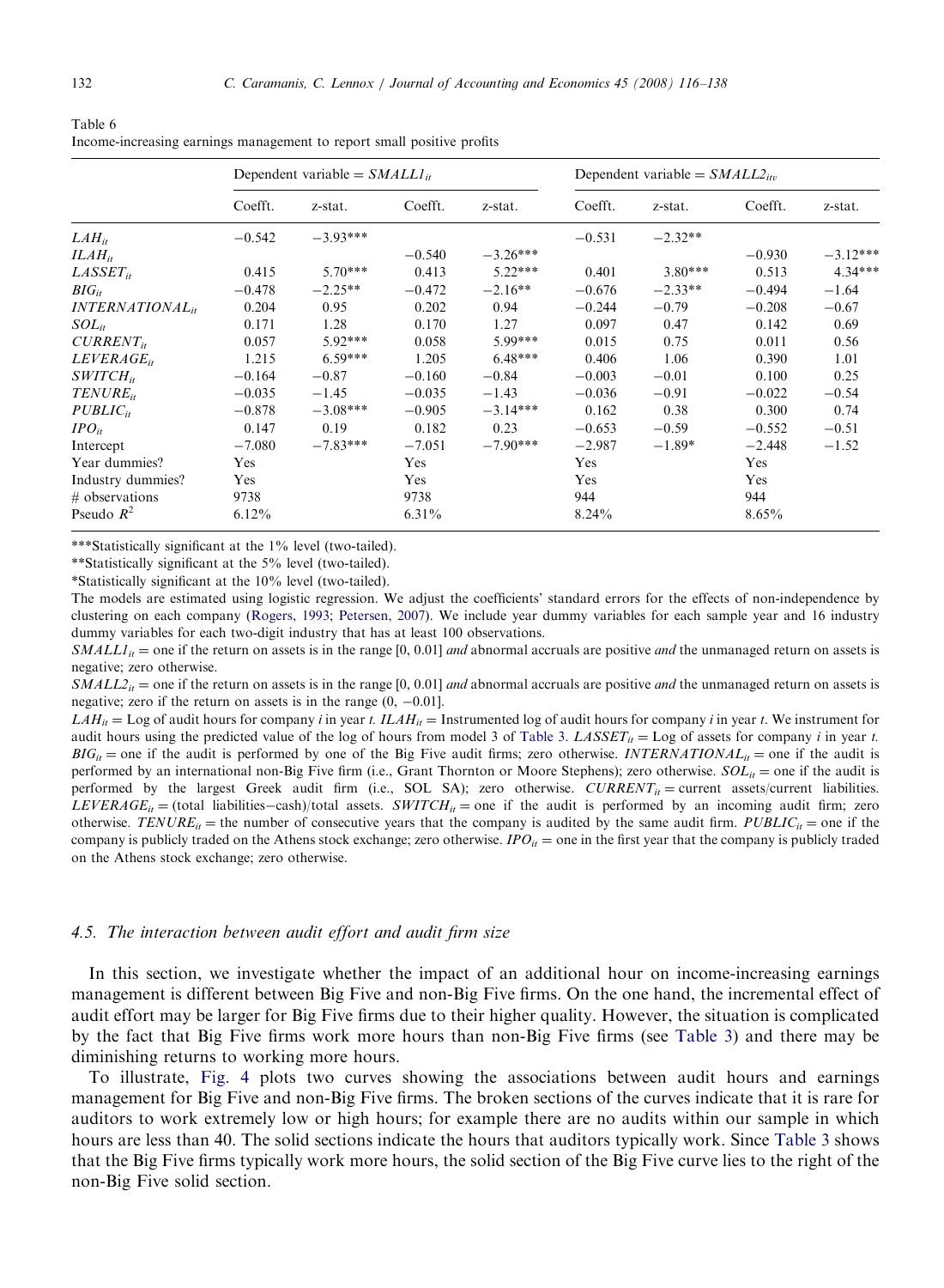Table 6
Income-increasing earnings management to report small positive profits

| | Dependent variable = $SMALL1_{it}$ | | | | Dependent variable = $SMALL2_{itv}$ | | | |
|---|---|---|---|---|---|---|---|---|
| | Coefft. | z-stat. | Coefft. | z-stat. | Coefft. | z-stat. | Coefft. | z-stat. |
| $LAH_{it}$ | −0.542 | −3.93*** | | | −0.531 | −2.32** | | |
| $ILAH_{it}$ | | | −0.540 | −3.26*** | | | −0.930 | −3.12*** |
| $LASSET_{it}$ | 0.415 | 5.70*** | 0.413 | 5.22*** | 0.401 | 3.80*** | 0.513 | 4.34*** |
| $BIG_{it}$ | −0.478 | −2.25** | −0.472 | −2.16** | −0.676 | −2.33** | −0.494 | −1.64 |
| $INTERNATIONAL_{it}$ | 0.204 | 0.95 | 0.202 | 0.94 | −0.244 | −0.79 | −0.208 | −0.67 |
| $SOL_{it}$ | 0.171 | 1.28 | 0.170 | 1.27 | 0.097 | 0.47 | 0.142 | 0.69 |
| $CURRENT_{it}$ | 0.057 | 5.92*** | 0.058 | 5.99*** | 0.015 | 0.75 | 0.011 | 0.56 |
| $LEVERAGE_{it}$ | 1.215 | 6.59*** | 1.205 | 6.48*** | 0.406 | 1.06 | 0.390 | 1.01 |
| $SWITCH_{it}$ | −0.164 | −0.87 | −0.160 | −0.84 | −0.003 | −0.01 | 0.100 | 0.25 |
| $TENURE_{it}$ | −0.035 | −1.45 | −0.035 | −1.43 | −0.036 | −0.91 | −0.022 | −0.54 |
| $PUBLIC_{it}$ | −0.878 | −3.08*** | −0.905 | −3.14*** | 0.162 | 0.38 | 0.300 | 0.74 |
| $IPO_{it}$ | 0.147 | 0.19 | 0.182 | 0.23 | −0.653 | −0.59 | −0.552 | −0.51 |
| Intercept | −7.080 | −7.83*** | −7.051 | −7.90*** | −2.987 | −1.89* | −2.448 | −1.52 |
| Year dummies? | Yes | | Yes | | Yes | | Yes | |
| Industry dummies? | Yes | | Yes | | Yes | | Yes | |
| # observations | 9738 | | 9738 | | 944 | | 944 | |
| Pseudo $R^2$ | 6.12% | | 6.31% | | 8.24% | | 8.65% | |

***Statistically significant at the 1% level (two-tailed).

**Statistically significant at the 5% level (two-tailed).

*Statistically significant at the 10% level (two-tailed).

The models are estimated using logistic regression. We adjust the coefficients' standard errors for the effects of non-independence by clustering on each company (Rogers, 1993; Petersen, 2007). We include year dummy variables for each sample year and 16 industry dummy variables for each two-digit industry that has at least 100 observations.

$SMALL1_{it}$ = one if the return on assets is in the range [0, 0.01] *and* abnormal accruals are positive *and* the unmanaged return on assets is negative; zero otherwise.

$SMALL2_{it}$ = one if the return on assets is in the range [0, 0.01] *and* abnormal accruals are positive *and* the unmanaged return on assets is negative; zero if the return on assets is in the range (0, −0.01].

$LAH_{it}$ = Log of audit hours for company *i* in year *t*. $ILAH_{it}$ = Instrumented log of audit hours for company *i* in year *t*. We instrument for audit hours using the predicted value of the log of hours from model 3 of Table 3. $LASSET_{it}$ = Log of assets for company *i* in year *t*. $BIG_{it}$ = one if the audit is performed by one of the Big Five audit firms; zero otherwise. $INTERNATIONAL_{it}$ = one if the audit is performed by an international non-Big Five firm (i.e., Grant Thornton or Moore Stephens); zero otherwise. $SOL_{it}$ = one if the audit is performed by the largest Greek audit firm (i.e., SOL SA); zero otherwise. $CURRENT_{it}$ = current assets/current liabilities. $LEVERAGE_{it}$ = (total liabilities−cash)/total assets. $SWITCH_{it}$ = one if the audit is performed by an incoming audit firm; zero otherwise. $TENURE_{it}$ = the number of consecutive years that the company is audited by the same audit firm. $PUBLIC_{it}$ = one if the company is publicly traded on the Athens stock exchange; zero otherwise. $IPO_{it}$ = one in the first year that the company is publicly traded on the Athens stock exchange; zero otherwise.

### 4.5. The interaction between audit effort and audit firm size

In this section, we investigate whether the impact of an additional hour on income-increasing earnings management is different between Big Five and non-Big Five firms. On the one hand, the incremental effect of audit effort may be larger for Big Five firms due to their higher quality. However, the situation is complicated by the fact that Big Five firms work more hours than non-Big Five firms (see Table 3) and there may be diminishing returns to working more hours.

To illustrate, Fig. 4 plots two curves showing the associations between audit hours and earnings management for Big Five and non-Big Five firms. The broken sections of the curves indicate that it is rare for auditors to work extremely low or high hours; for example there are no audits within our sample in which hours are less than 40. The solid sections indicate the hours that auditors typically work. Since Table 3 shows that the Big Five firms typically work more hours, the solid section of the Big Five curve lies to the right of the non-Big Five solid section.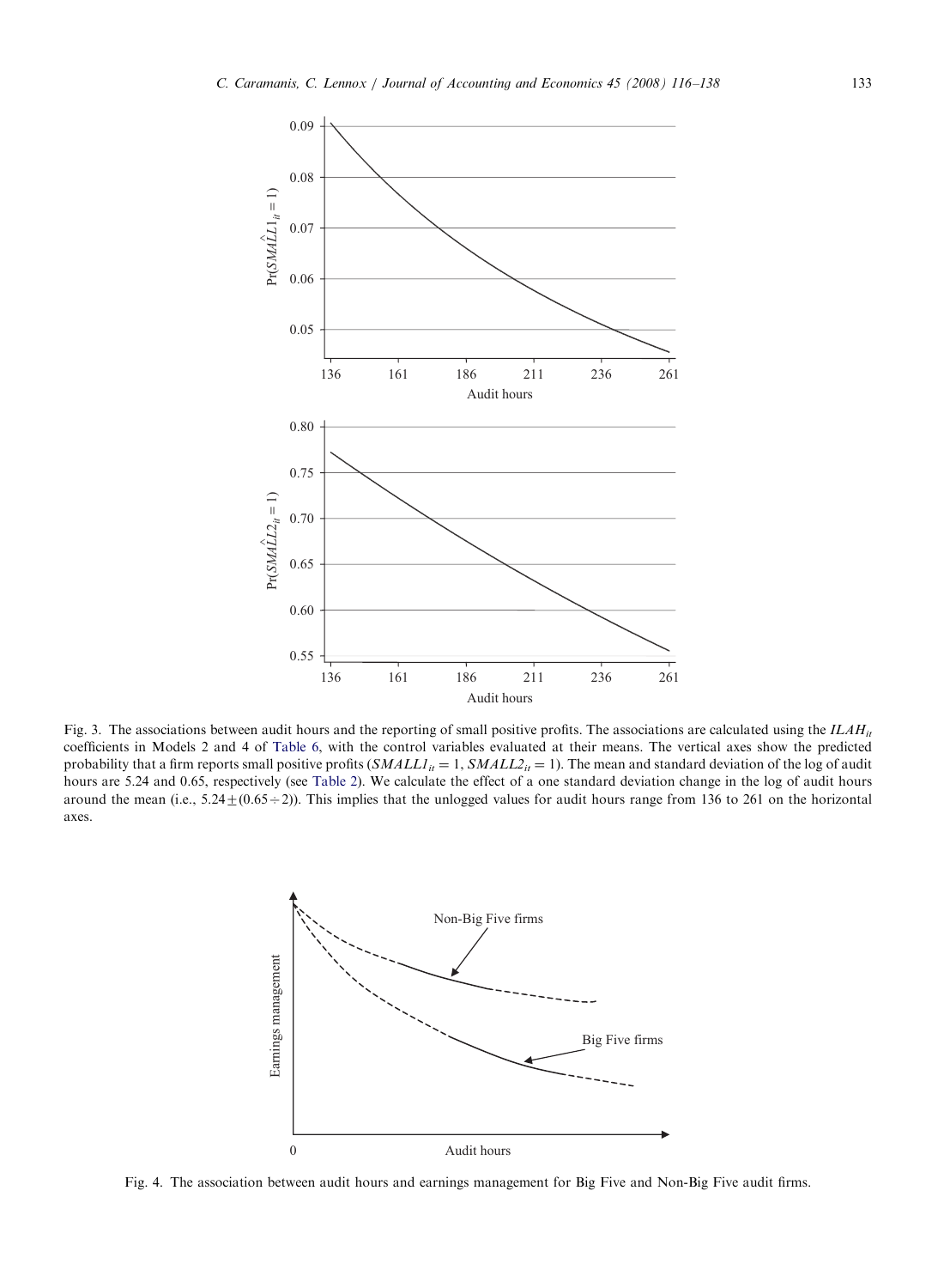Fig. 3. The associations between audit hours and the reporting of small positive profits. The associations are calculated using the $ILAH_{it}$ coefficients in Models 2 and 4 of Table 6, with the control variables evaluated at their means. The vertical axes show the predicted probability that a firm reports small positive profits ($SMALL1_{it} = 1$, $SMALL2_{it} = 1$). The mean and standard deviation of the log of audit hours are 5.24 and 0.65, respectively (see Table 2). We calculate the effect of a one standard deviation change in the log of audit hours around the mean (i.e., $5.24 \pm (0.65 \div 2)$). This implies that the unlogged values for audit hours range from 136 to 261 on the horizontal axes.

Fig. 4. The association between audit hours and earnings management for Big Five and Non-Big Five audit firms.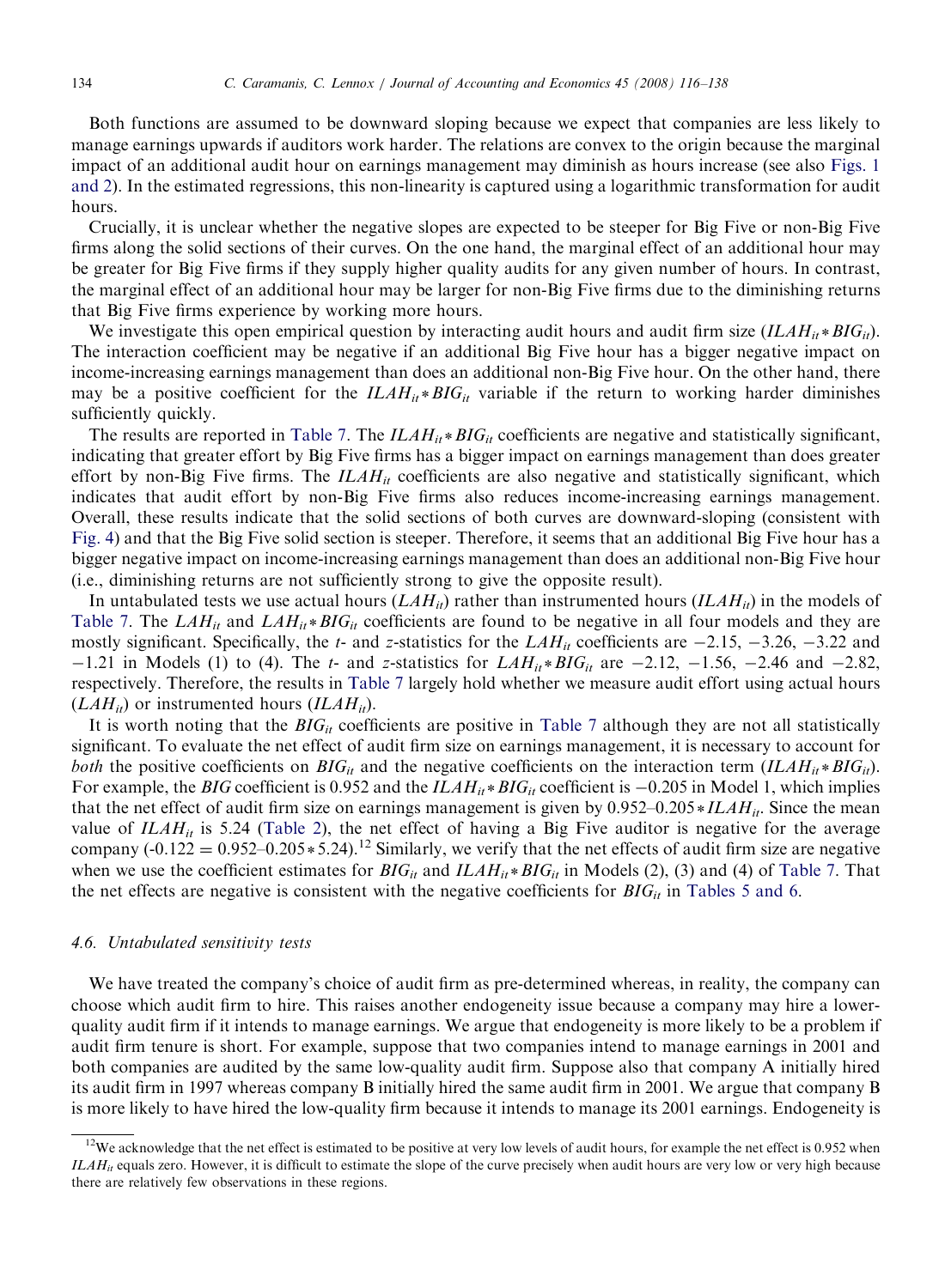Both functions are assumed to be downward sloping because we expect that companies are less likely to manage earnings upwards if auditors work harder. The relations are convex to the origin because the marginal impact of an additional audit hour on earnings management may diminish as hours increase (see also Figs. 1 and 2). In the estimated regressions, this non-linearity is captured using a logarithmic transformation for audit hours.

Crucially, it is unclear whether the negative slopes are expected to be steeper for Big Five or non-Big Five firms along the solid sections of their curves. On the one hand, the marginal effect of an additional hour may be greater for Big Five firms if they supply higher quality audits for any given number of hours. In contrast, the marginal effect of an additional hour may be larger for non-Big Five firms due to the diminishing returns that Big Five firms experience by working more hours.

We investigate this open empirical question by interacting audit hours and audit firm size ($ILAH_{it}*BIG_{it}$). The interaction coefficient may be negative if an additional Big Five hour has a bigger negative impact on income-increasing earnings management than does an additional non-Big Five hour. On the other hand, there may be a positive coefficient for the $ILAH_{it}*BIG_{it}$ variable if the return to working harder diminishes sufficiently quickly.

The results are reported in Table 7. The $ILAH_{it}*BIG_{it}$ coefficients are negative and statistically significant, indicating that greater effort by Big Five firms has a bigger impact on earnings management than does greater effort by non-Big Five firms. The $ILAH_{it}$ coefficients are also negative and statistically significant, which indicates that audit effort by non-Big Five firms also reduces income-increasing earnings management. Overall, these results indicate that the solid sections of both curves are downward-sloping (consistent with Fig. 4) and that the Big Five solid section is steeper. Therefore, it seems that an additional Big Five hour has a bigger negative impact on income-increasing earnings management than does an additional non-Big Five hour (i.e., diminishing returns are not sufficiently strong to give the opposite result).

In untabulated tests we use actual hours ($LAH_{it}$) rather than instrumented hours ($ILAH_{it}$) in the models of Table 7. The $LAH_{it}$ and $LAH_{it}*BIG_{it}$ coefficients are found to be negative in all four models and they are mostly significant. Specifically, the *t*- and *z*-statistics for the $LAH_{it}$ coefficients are $-2.15$, $-3.26$, $-3.22$ and $-1.21$ in Models (1) to (4). The *t*- and *z*-statistics for $LAH_{it}*BIG_{it}$ are $-2.12$, $-1.56$, $-2.46$ and $-2.82$, respectively. Therefore, the results in Table 7 largely hold whether we measure audit effort using actual hours ($LAH_{it}$) or instrumented hours ($ILAH_{it}$).

It is worth noting that the $BIG_{it}$ coefficients are positive in Table 7 although they are not all statistically significant. To evaluate the net effect of audit firm size on earnings management, it is necessary to account for *both* the positive coefficients on $BIG_{it}$ and the negative coefficients on the interaction term ($ILAH_{it}*BIG_{it}$). For example, the *BIG* coefficient is 0.952 and the $ILAH_{it}*BIG_{it}$ coefficient is $-0.205$ in Model 1, which implies that the net effect of audit firm size on earnings management is given by $0.952–0.205*ILAH_{it}$. Since the mean value of $ILAH_{it}$ is 5.24 (Table 2), the net effect of having a Big Five auditor is negative for the average company ($-0.122 = 0.952–0.205*5.24$).[12] Similarly, we verify that the net effects of audit firm size are negative when we use the coefficient estimates for $BIG_{it}$ and $ILAH_{it}*BIG_{it}$ in Models (2), (3) and (4) of Table 7. That the net effects are negative is consistent with the negative coefficients for $BIG_{it}$ in Tables 5 and 6.

### 4.6. Untabulated sensitivity tests

We have treated the company's choice of audit firm as pre-determined whereas, in reality, the company can choose which audit firm to hire. This raises another endogeneity issue because a company may hire a lower-quality audit firm if it intends to manage earnings. We argue that endogeneity is more likely to be a problem if audit firm tenure is short. For example, suppose that two companies intend to manage earnings in 2001 and both companies are audited by the same low-quality audit firm. Suppose also that company A initially hired its audit firm in 1997 whereas company B initially hired the same audit firm in 2001. We argue that company B is more likely to have hired the low-quality firm because it intends to manage its 2001 earnings. Endogeneity is

[12] We acknowledge that the net effect is estimated to be positive at very low levels of audit hours, for example the net effect is 0.952 when $ILAH_{it}$ equals zero. However, it is difficult to estimate the slope of the curve precisely when audit hours are very low or very high because there are relatively few observations in these regions.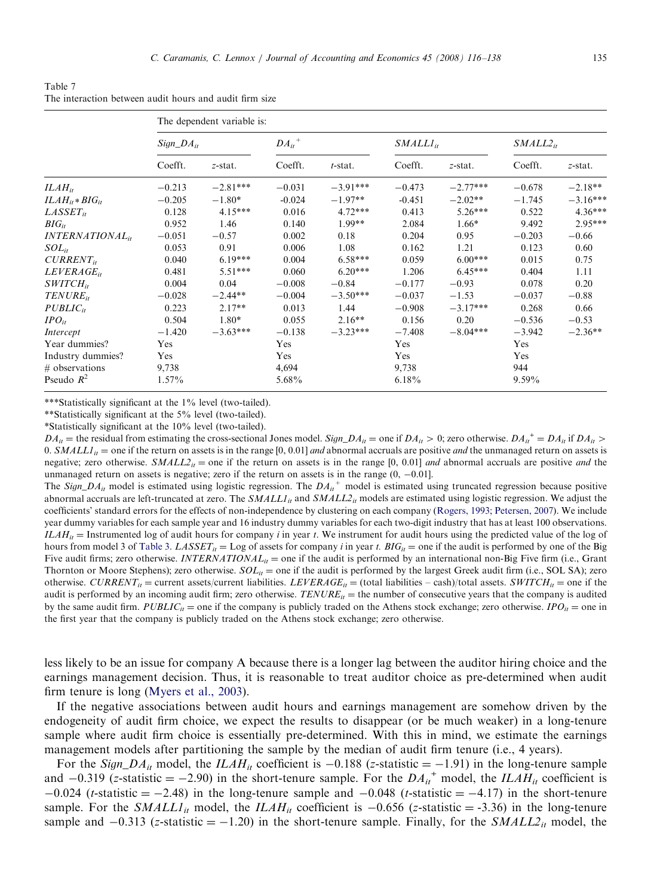Table 7
The interaction between audit hours and audit firm size

| | The dependent variable is: | | | | | | | |
|---|---|---|---|---|---|---|---|---|
| | $Sign\_DA_{it}$ | | $DA_{it}^{+}$ | | $SMALL1_{it}$ | | $SMALL2_{it}$ | |
| | Coefft. | $z$-stat. | Coefft. | $t$-stat. | Coefft. | $z$-stat. | Coefft. | $z$-stat. |
| $ILAH_{it}$ | −0.213 | −2.81*** | −0.031 | −3.91*** | −0.473 | −2.77*** | −0.678 | −2.18** |
| $ILAH_{it} * BIG_{it}$ | −0.205 | −1.80* | -0.024 | −1.97** | -0.451 | −2.02** | −1.745 | −3.16*** |
| $LASSET_{it}$ | 0.128 | 4.15*** | 0.016 | 4.72*** | 0.413 | 5.26*** | 0.522 | 4.36*** |
| $BIG_{it}$ | 0.952 | 1.46 | 0.140 | 1.99** | 2.084 | 1.66* | 9.492 | 2.95*** |
| $INTERNATIONAL_{it}$ | −0.051 | −0.57 | 0.002 | 0.18 | 0.204 | 0.95 | −0.203 | −0.66 |
| $SOL_{it}$ | 0.053 | 0.91 | 0.006 | 1.08 | 0.162 | 1.21 | 0.123 | 0.60 |
| $CURRENT_{it}$ | 0.040 | 6.19*** | 0.004 | 6.58*** | 0.059 | 6.00*** | 0.015 | 0.75 |
| $LEVERAGE_{it}$ | 0.481 | 5.51*** | 0.060 | 6.20*** | 1.206 | 6.45*** | 0.404 | 1.11 |
| $SWITCH_{it}$ | 0.004 | 0.04 | −0.008 | −0.84 | −0.177 | −0.93 | 0.078 | 0.20 |
| $TENURE_{it}$ | −0.028 | −2.44** | −0.004 | −3.50*** | −0.037 | −1.53 | −0.037 | −0.88 |
| $PUBLIC_{it}$ | 0.223 | 2.17** | 0.013 | 1.44 | −0.908 | −3.17*** | 0.268 | 0.66 |
| $IPO_{it}$ | 0.504 | 1.80* | 0.055 | 2.16** | 0.156 | 0.20 | −0.536 | −0.53 |
| *Intercept* | −1.420 | −3.63*** | −0.138 | −3.23*** | −7.408 | −8.04*** | −3.942 | −2.36** |
| Year dummies? | Yes | | Yes | | Yes | | Yes | |
| Industry dummies? | Yes | | Yes | | Yes | | Yes | |
| # observations | 9,738 | | 4,694 | | 9,738 | | 944 | |
| Pseudo $R^2$ | 1.57% | | 5.68% | | 6.18% | | 9.59% | |

***Statistically significant at the 1% level (two-tailed).
**Statistically significant at the 5% level (two-tailed).
*Statistically significant at the 10% level (two-tailed).

$DA_{it}$ = the residual from estimating the cross-sectional Jones model. $Sign\_DA_{it}$ = one if $DA_{it} > 0$; zero otherwise. $DA_{it}^{+} = DA_{it}$ if $DA_{it} > 0$. $SMALL1_{it}$ = one if the return on assets is in the range [0, 0.01] *and* abnormal accruals are positive *and* the unmanaged return on assets is negative; zero otherwise. $SMALL2_{it}$ = one if the return on assets is in the range [0, 0.01] *and* abnormal accruals are positive *and* the unmanaged return on assets is negative; zero if the return on assets is in the range (0, −0.01].

The $Sign\_DA_{it}$ model is estimated using logistic regression. The $DA_{it}^{+}$ model is estimated using truncated regression because positive abnormal accruals are left-truncated at zero. The $SMALL1_{it}$ and $SMALL2_{it}$ models are estimated using logistic regression. We adjust the coefficients' standard errors for the effects of non-independence by clustering on each company (Rogers, 1993; Petersen, 2007). We include year dummy variables for each sample year and 16 industry dummy variables for each two-digit industry that has at least 100 observations. $ILAH_{it}$ = Instrumented log of audit hours for company $i$ in year $t$. We instrument for audit hours using the predicted value of the log of hours from model 3 of Table 3. $LASSET_{it}$ = Log of assets for company $i$ in year $t$. $BIG_{it}$ = one if the audit is performed by one of the Big Five audit firms; zero otherwise. $INTERNATIONAL_{it}$ = one if the audit is performed by an international non-Big Five firm (i.e., Grant Thornton or Moore Stephens); zero otherwise. $SOL_{it}$ = one if the audit is performed by the largest Greek audit firm (i.e., SOL SA); zero otherwise. $CURRENT_{it}$ = current assets/current liabilities. $LEVERAGE_{it}$ = (total liabilities − cash)/total assets. $SWITCH_{it}$ = one if the audit is performed by an incoming audit firm; zero otherwise. $TENURE_{it}$ = the number of consecutive years that the company is audited by the same audit firm. $PUBLIC_{it}$ = one if the company is publicly traded on the Athens stock exchange; zero otherwise. $IPO_{it}$ = one in the first year that the company is publicly traded on the Athens stock exchange; zero otherwise.

less likely to be an issue for company A because there is a longer lag between the auditor hiring choice and the earnings management decision. Thus, it is reasonable to treat auditor choice as pre-determined when audit firm tenure is long (Myers et al., 2003).

If the negative associations between audit hours and earnings management are somehow driven by the endogeneity of audit firm choice, we expect the results to disappear (or be much weaker) in a long-tenure sample where audit firm choice is essentially pre-determined. With this in mind, we estimate the earnings management models after partitioning the sample by the median of audit firm tenure (i.e., 4 years).

For the $Sign\_DA_{it}$ model, the $ILAH_{it}$ coefficient is −0.188 ($z$-statistic = −1.91) in the long-tenure sample and −0.319 ($z$-statistic = −2.90) in the short-tenure sample. For the $DA_{it}^{+}$ model, the $ILAH_{it}$ coefficient is −0.024 ($t$-statistic = −2.48) in the long-tenure sample and −0.048 ($t$-statistic = −4.17) in the short-tenure sample. For the $SMALL1_{it}$ model, the $ILAH_{it}$ coefficient is −0.656 ($z$-statistic = -3.36) in the long-tenure sample and −0.313 ($z$-statistic = −1.20) in the short-tenure sample. Finally, for the $SMALL2_{it}$ model, the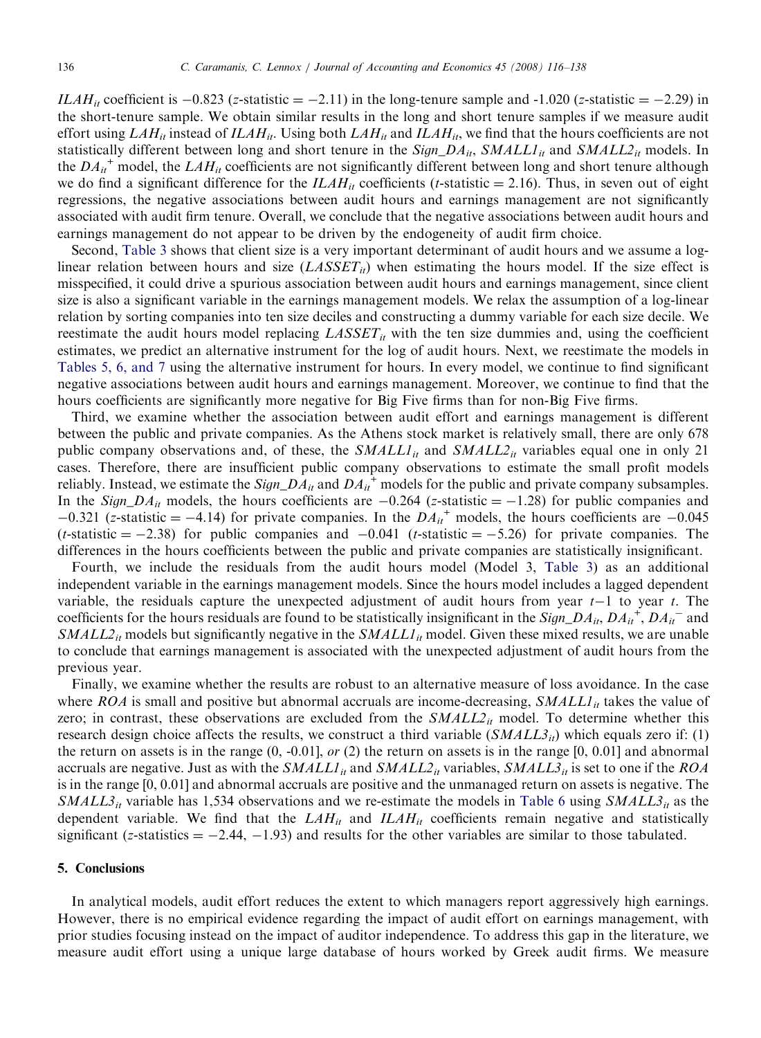$ILAH_{it}$ coefficient is $-0.823$ (z-statistic $= -2.11$) in the long-tenure sample and -1.020 (z-statistic $= -2.29$) in the short-tenure sample. We obtain similar results in the long and short tenure samples if we measure audit effort using $LAH_{it}$ instead of $ILAH_{it}$. Using both $LAH_{it}$ and $ILAH_{it}$, we find that the hours coefficients are not statistically different between long and short tenure in the $Sign\_DA_{it}$, $SMALL1_{it}$ and $SMALL2_{it}$ models. In the $DA_{it}^{+}$ model, the $LAH_{it}$ coefficients are not significantly different between long and short tenure although we do find a significant difference for the $ILAH_{it}$ coefficients (t-statistic $= 2.16$). Thus, in seven out of eight regressions, the negative associations between audit hours and earnings management are not significantly associated with audit firm tenure. Overall, we conclude that the negative associations between audit hours and earnings management do not appear to be driven by the endogeneity of audit firm choice.

Second, Table 3 shows that client size is a very important determinant of audit hours and we assume a log-linear relation between hours and size ($LASSET_{it}$) when estimating the hours model. If the size effect is misspecified, it could drive a spurious association between audit hours and earnings management, since client size is also a significant variable in the earnings management models. We relax the assumption of a log-linear relation by sorting companies into ten size deciles and constructing a dummy variable for each size decile. We reestimate the audit hours model replacing $LASSET_{it}$ with the ten size dummies and, using the coefficient estimates, we predict an alternative instrument for the log of audit hours. Next, we reestimate the models in Tables 5, 6, and 7 using the alternative instrument for hours. In every model, we continue to find significant negative associations between audit hours and earnings management. Moreover, we continue to find that the hours coefficients are significantly more negative for Big Five firms than for non-Big Five firms.

Third, we examine whether the association between audit effort and earnings management is different between the public and private companies. As the Athens stock market is relatively small, there are only 678 public company observations and, of these, the $SMALL1_{it}$ and $SMALL2_{it}$ variables equal one in only 21 cases. Therefore, there are insufficient public company observations to estimate the small profit models reliably. Instead, we estimate the $Sign\_DA_{it}$ and $DA_{it}^{+}$ models for the public and private company subsamples. In the $Sign\_DA_{it}$ models, the hours coefficients are $-0.264$ (z-statistic $= -1.28$) for public companies and $-0.321$ (z-statistic $= -4.14$) for private companies. In the $DA_{it}^{+}$ models, the hours coefficients are $-0.045$ (t-statistic $= -2.38$) for public companies and $-0.041$ (t-statistic $= -5.26$) for private companies. The differences in the hours coefficients between the public and private companies are statistically insignificant.

Fourth, we include the residuals from the audit hours model (Model 3, Table 3) as an additional independent variable in the earnings management models. Since the hours model includes a lagged dependent variable, the residuals capture the unexpected adjustment of audit hours from year $t-1$ to year $t$. The coefficients for the hours residuals are found to be statistically insignificant in the $Sign\_DA_{it}$, $DA_{it}^{+}$, $DA_{it}^{-}$ and $SMALL2_{it}$ models but significantly negative in the $SMALL1_{it}$ model. Given these mixed results, we are unable to conclude that earnings management is associated with the unexpected adjustment of audit hours from the previous year.

Finally, we examine whether the results are robust to an alternative measure of loss avoidance. In the case where $ROA$ is small and positive but abnormal accruals are income-decreasing, $SMALL1_{it}$ takes the value of zero; in contrast, these observations are excluded from the $SMALL2_{it}$ model. To determine whether this research design choice affects the results, we construct a third variable ($SMALL3_{it}$) which equals zero if: (1) the return on assets is in the range (0, -0.01], *or* (2) the return on assets is in the range [0, 0.01] and abnormal accruals are negative. Just as with the $SMALL1_{it}$ and $SMALL2_{it}$ variables, $SMALL3_{it}$ is set to one if the $ROA$ is in the range [0, 0.01] and abnormal accruals are positive and the unmanaged return on assets is negative. The $SMALL3_{it}$ variable has 1,534 observations and we re-estimate the models in Table 6 using $SMALL3_{it}$ as the dependent variable. We find that the $LAH_{it}$ and $ILAH_{it}$ coefficients remain negative and statistically significant (z-statistics $= -2.44$, $-1.93$) and results for the other variables are similar to those tabulated.

## 5. Conclusions

In analytical models, audit effort reduces the extent to which managers report aggressively high earnings. However, there is no empirical evidence regarding the impact of audit effort on earnings management, with prior studies focusing instead on the impact of auditor independence. To address this gap in the literature, we measure audit effort using a unique large database of hours worked by Greek audit firms. We measure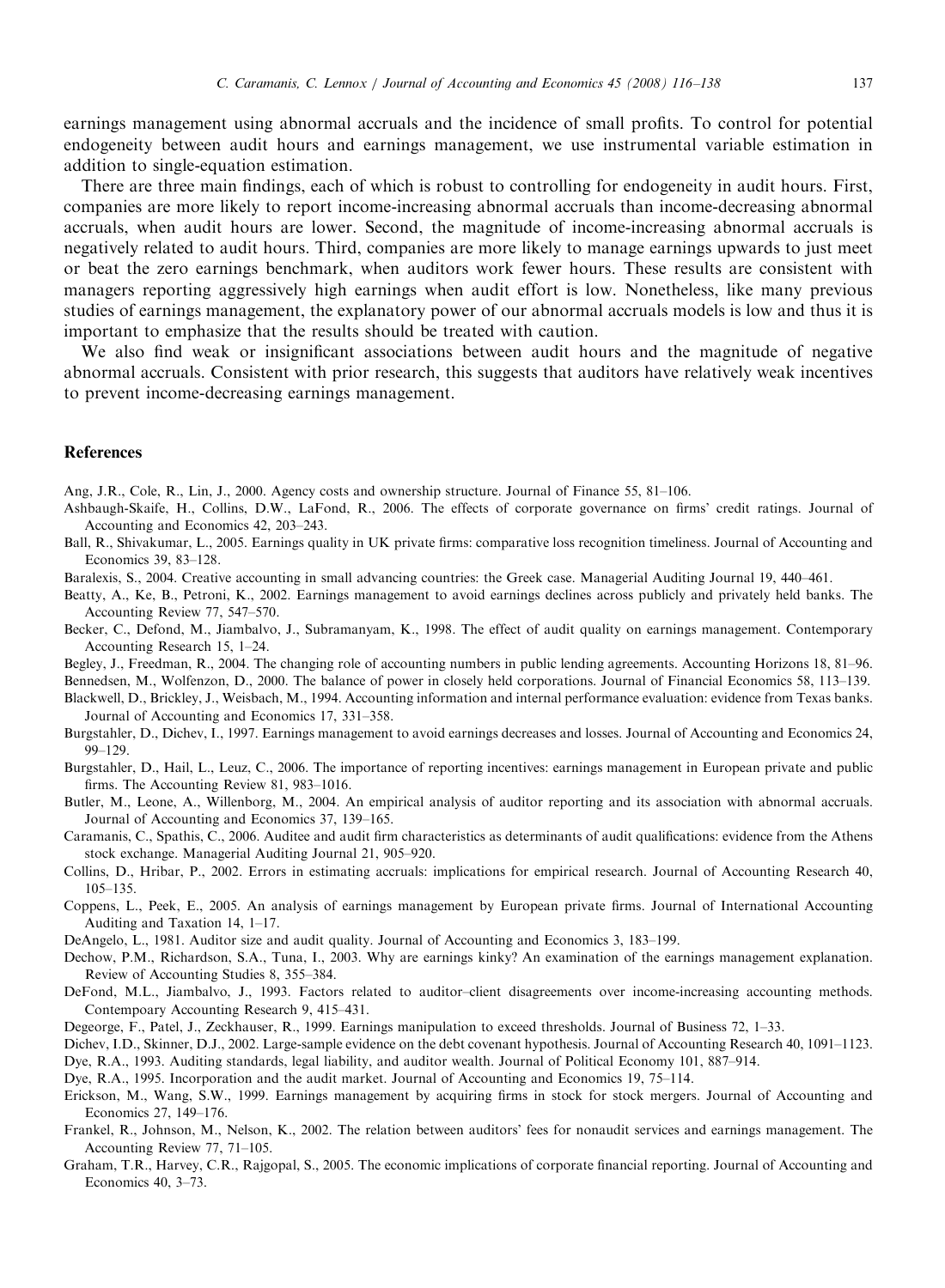earnings management using abnormal accruals and the incidence of small profits. To control for potential endogeneity between audit hours and earnings management, we use instrumental variable estimation in addition to single-equation estimation.

There are three main findings, each of which is robust to controlling for endogeneity in audit hours. First, companies are more likely to report income-increasing abnormal accruals than income-decreasing abnormal accruals, when audit hours are lower. Second, the magnitude of income-increasing abnormal accruals is negatively related to audit hours. Third, companies are more likely to manage earnings upwards to just meet or beat the zero earnings benchmark, when auditors work fewer hours. These results are consistent with managers reporting aggressively high earnings when audit effort is low. Nonetheless, like many previous studies of earnings management, the explanatory power of our abnormal accruals models is low and thus it is important to emphasize that the results should be treated with caution.

We also find weak or insignificant associations between audit hours and the magnitude of negative abnormal accruals. Consistent with prior research, this suggests that auditors have relatively weak incentives to prevent income-decreasing earnings management.

## References

Ang, J.R., Cole, R., Lin, J., 2000. Agency costs and ownership structure. Journal of Finance 55, 81–106.

Ashbaugh-Skaife, H., Collins, D.W., LaFond, R., 2006. The effects of corporate governance on firms' credit ratings. Journal of Accounting and Economics 42, 203–243.

Ball, R., Shivakumar, L., 2005. Earnings quality in UK private firms: comparative loss recognition timeliness. Journal of Accounting and Economics 39, 83–128.

Baralexis, S., 2004. Creative accounting in small advancing countries: the Greek case. Managerial Auditing Journal 19, 440–461.

Beatty, A., Ke, B., Petroni, K., 2002. Earnings management to avoid earnings declines across publicly and privately held banks. The Accounting Review 77, 547–570.

Becker, C., Defond, M., Jiambalvo, J., Subramanyam, K., 1998. The effect of audit quality on earnings management. Contemporary Accounting Research 15, 1–24.

Begley, J., Freedman, R., 2004. The changing role of accounting numbers in public lending agreements. Accounting Horizons 18, 81–96.

Bennedsen, M., Wolfenzon, D., 2000. The balance of power in closely held corporations. Journal of Financial Economics 58, 113–139.

Blackwell, D., Brickley, J., Weisbach, M., 1994. Accounting information and internal performance evaluation: evidence from Texas banks. Journal of Accounting and Economics 17, 331–358.

Burgstahler, D., Dichev, I., 1997. Earnings management to avoid earnings decreases and losses. Journal of Accounting and Economics 24, 99–129.

Burgstahler, D., Hail, L., Leuz, C., 2006. The importance of reporting incentives: earnings management in European private and public firms. The Accounting Review 81, 983–1016.

Butler, M., Leone, A., Willenborg, M., 2004. An empirical analysis of auditor reporting and its association with abnormal accruals. Journal of Accounting and Economics 37, 139–165.

Caramanis, C., Spathis, C., 2006. Auditee and audit firm characteristics as determinants of audit qualifications: evidence from the Athens stock exchange. Managerial Auditing Journal 21, 905–920.

Collins, D., Hribar, P., 2002. Errors in estimating accruals: implications for empirical research. Journal of Accounting Research 40, 105–135.

Coppens, L., Peek, E., 2005. An analysis of earnings management by European private firms. Journal of International Accounting Auditing and Taxation 14, 1–17.

DeAngelo, L., 1981. Auditor size and audit quality. Journal of Accounting and Economics 3, 183–199.

Dechow, P.M., Richardson, S.A., Tuna, I., 2003. Why are earnings kinky? An examination of the earnings management explanation. Review of Accounting Studies 8, 355–384.

DeFond, M.L., Jiambalvo, J., 1993. Factors related to auditor–client disagreements over income-increasing accounting methods. Contempoary Accounting Research 9, 415–431.

Degeorge, F., Patel, J., Zeckhauser, R., 1999. Earnings manipulation to exceed thresholds. Journal of Business 72, 1–33.

Dichev, I.D., Skinner, D.J., 2002. Large-sample evidence on the debt covenant hypothesis. Journal of Accounting Research 40, 1091–1123.

Dye, R.A., 1993. Auditing standards, legal liability, and auditor wealth. Journal of Political Economy 101, 887–914.

Dye, R.A., 1995. Incorporation and the audit market. Journal of Accounting and Economics 19, 75–114.

Erickson, M., Wang, S.W., 1999. Earnings management by acquiring firms in stock for stock mergers. Journal of Accounting and Economics 27, 149–176.

Frankel, R., Johnson, M., Nelson, K., 2002. The relation between auditors' fees for nonaudit services and earnings management. The Accounting Review 77, 71–105.

Graham, T.R., Harvey, C.R., Rajgopal, S., 2005. The economic implications of corporate financial reporting. Journal of Accounting and Economics 40, 3–73.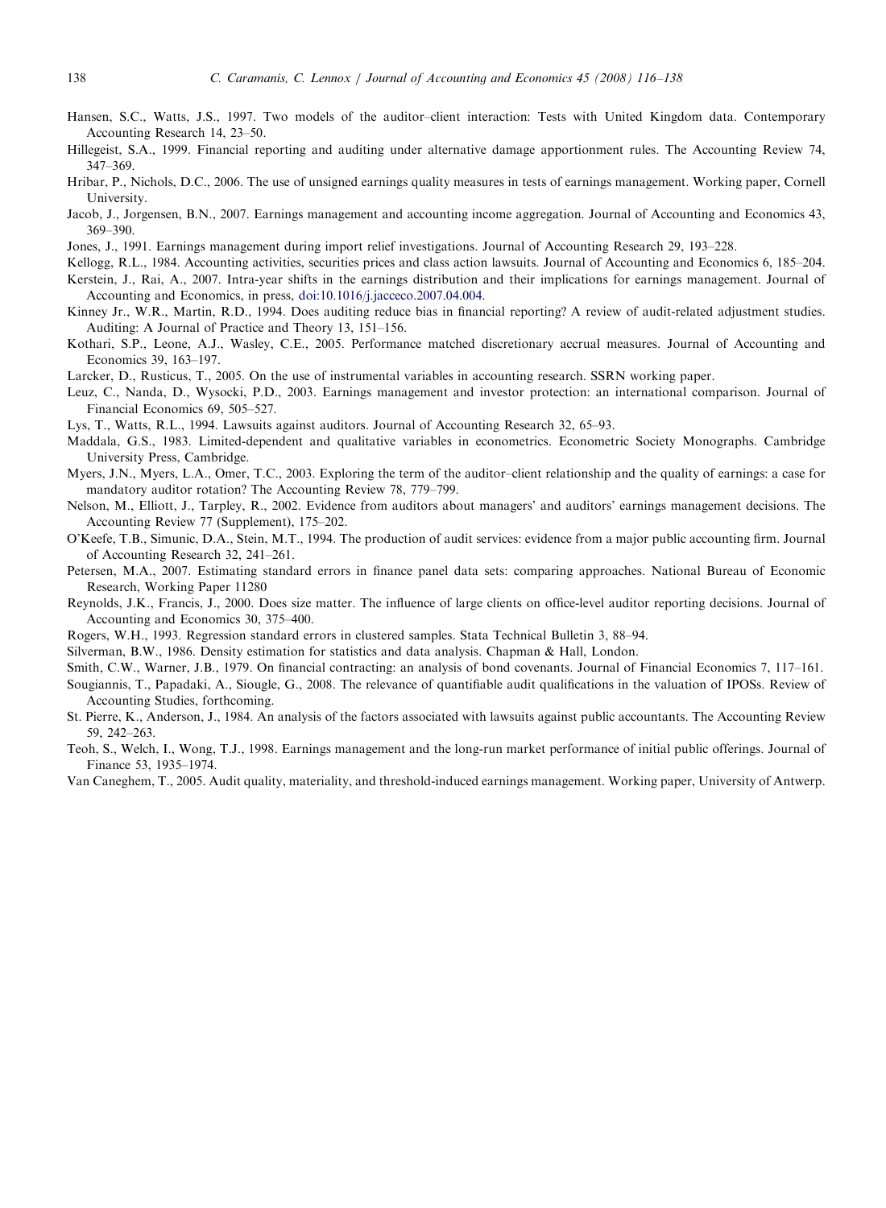Hansen, S.C., Watts, J.S., 1997. Two models of the auditor–client interaction: Tests with United Kingdom data. Contemporary Accounting Research 14, 23–50.

Hillegeist, S.A., 1999. Financial reporting and auditing under alternative damage apportionment rules. The Accounting Review 74, 347–369.

Hribar, P., Nichols, D.C., 2006. The use of unsigned earnings quality measures in tests of earnings management. Working paper, Cornell University.

Jacob, J., Jorgensen, B.N., 2007. Earnings management and accounting income aggregation. Journal of Accounting and Economics 43, 369–390.

Jones, J., 1991. Earnings management during import relief investigations. Journal of Accounting Research 29, 193–228.

Kellogg, R.L., 1984. Accounting activities, securities prices and class action lawsuits. Journal of Accounting and Economics 6, 185–204.

Kerstein, J., Rai, A., 2007. Intra-year shifts in the earnings distribution and their implications for earnings management. Journal of Accounting and Economics, in press, doi:10.1016/j.jacceco.2007.04.004.

Kinney Jr., W.R., Martin, R.D., 1994. Does auditing reduce bias in financial reporting? A review of audit-related adjustment studies. Auditing: A Journal of Practice and Theory 13, 151–156.

Kothari, S.P., Leone, A.J., Wasley, C.E., 2005. Performance matched discretionary accrual measures. Journal of Accounting and Economics 39, 163–197.

Larcker, D., Rusticus, T., 2005. On the use of instrumental variables in accounting research. SSRN working paper.

Leuz, C., Nanda, D., Wysocki, P.D., 2003. Earnings management and investor protection: an international comparison. Journal of Financial Economics 69, 505–527.

Lys, T., Watts, R.L., 1994. Lawsuits against auditors. Journal of Accounting Research 32, 65–93.

Maddala, G.S., 1983. Limited-dependent and qualitative variables in econometrics. Econometric Society Monographs. Cambridge University Press, Cambridge.

Myers, J.N., Myers, L.A., Omer, T.C., 2003. Exploring the term of the auditor–client relationship and the quality of earnings: a case for mandatory auditor rotation? The Accounting Review 78, 779–799.

Nelson, M., Elliott, J., Tarpley, R., 2002. Evidence from auditors about managers' and auditors' earnings management decisions. The Accounting Review 77 (Supplement), 175–202.

O'Keefe, T.B., Simunic, D.A., Stein, M.T., 1994. The production of audit services: evidence from a major public accounting firm. Journal of Accounting Research 32, 241–261.

Petersen, M.A., 2007. Estimating standard errors in finance panel data sets: comparing approaches. National Bureau of Economic Research, Working Paper 11280

Reynolds, J.K., Francis, J., 2000. Does size matter. The influence of large clients on office-level auditor reporting decisions. Journal of Accounting and Economics 30, 375–400.

Rogers, W.H., 1993. Regression standard errors in clustered samples. Stata Technical Bulletin 3, 88–94.

Silverman, B.W., 1986. Density estimation for statistics and data analysis. Chapman & Hall, London.

Smith, C.W., Warner, J.B., 1979. On financial contracting: an analysis of bond covenants. Journal of Financial Economics 7, 117–161.

Sougiannis, T., Papadaki, A., Siougle, G., 2008. The relevance of quantifiable audit qualifications in the valuation of IPOSs. Review of Accounting Studies, forthcoming.

St. Pierre, K., Anderson, J., 1984. An analysis of the factors associated with lawsuits against public accountants. The Accounting Review 59, 242–263.

Teoh, S., Welch, I., Wong, T.J., 1998. Earnings management and the long-run market performance of initial public offerings. Journal of Finance 53, 1935–1974.

Van Caneghem, T., 2005. Audit quality, materiality, and threshold-induced earnings management. Working paper, University of Antwerp.